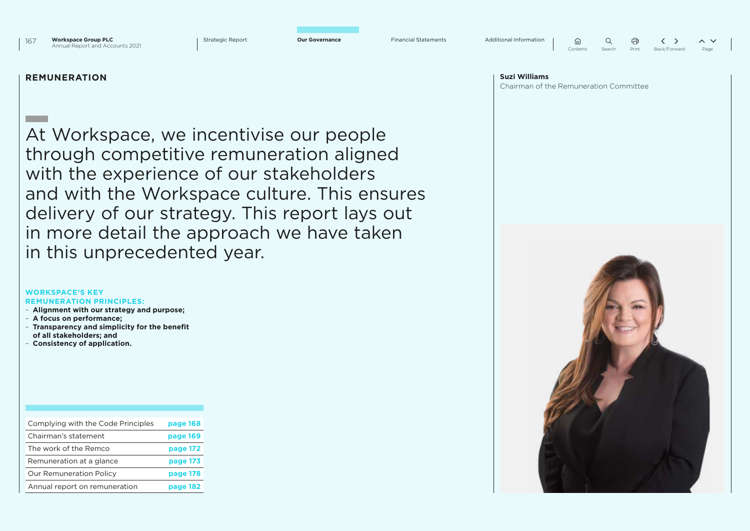# REMUNERATION

At Workspace, we incentivise our people through competitive remuneration aligned with the experience of our stakeholders and with the Workspace culture. This ensures delivery of our strategy. This report lays out in more detail the approach we have taken in this unprecedented year.

**Suzi Williams**
Chairman of the Remuneration Committee

### WORKSPACE'S KEY REMUNERATION PRINCIPLES:

- **Alignment with our strategy and purpose;**
- **A focus on performance;**
- **Transparency and simplicity for the benefit of all stakeholders; and**
- **Consistency of application.**

| | |
|---|---|
| Complying with the Code Principles | page 168 |
| Chairman's statement | page 169 |
| The work of the Remco | page 172 |
| Remuneration at a glance | page 173 |
| Our Remuneration Policy | page 178 |
| Annual report on remuneration | page 182 |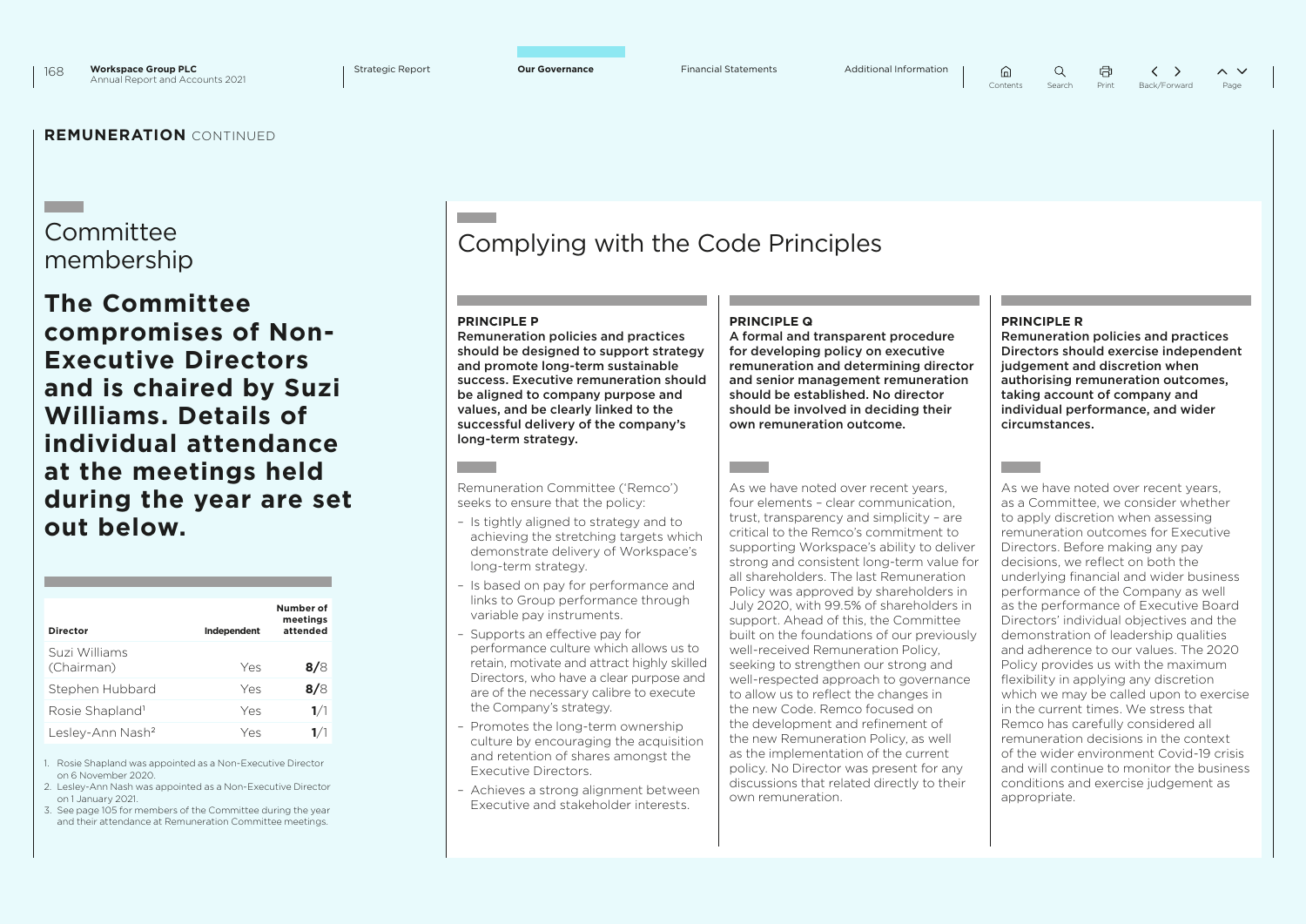## REMUNERATION CONTINUED

## Committee membership

**The Committee compromises of Non-Executive Directors and is chaired by Suzi Williams. Details of individual attendance at the meetings held during the year are set out below.**

| Director | Independent | Number of meetings attended |
|---|---|---|
| Suzi Williams (Chairman) | Yes | **8**/8 |
| Stephen Hubbard | Yes | **8**/8 |
| Rosie Shapland[1] | Yes | **1**/1 |
| Lesley-Ann Nash[2] | Yes | **1**/1 |

1. Rosie Shapland was appointed as a Non-Executive Director on 6 November 2020.
2. Lesley-Ann Nash was appointed as a Non-Executive Director on 1 January 2021.
3. See page 105 for members of the Committee during the year and their attendance at Remuneration Committee meetings.

## Complying with the Code Principles

### PRINCIPLE P

**Remuneration policies and practices should be designed to support strategy and promote long-term sustainable success. Executive remuneration should be aligned to company purpose and values, and be clearly linked to the successful delivery of the company's long-term strategy.**

Remuneration Committee ('Remco') seeks to ensure that the policy:

- Is tightly aligned to strategy and to achieving the stretching targets which demonstrate delivery of Workspace's long-term strategy.
- Is based on pay for performance and links to Group performance through variable pay instruments.
- Supports an effective pay for performance culture which allows us to retain, motivate and attract highly skilled Directors, who have a clear purpose and are of the necessary calibre to execute the Company's strategy.
- Promotes the long-term ownership culture by encouraging the acquisition and retention of shares amongst the Executive Directors.
- Achieves a strong alignment between Executive and stakeholder interests.

### PRINCIPLE Q

**A formal and transparent procedure for developing policy on executive remuneration and determining director and senior management remuneration should be established. No director should be involved in deciding their own remuneration outcome.**

As we have noted over recent years, four elements – clear communication, trust, transparency and simplicity – are critical to the Remco's commitment to supporting Workspace's ability to deliver strong and consistent long-term value for all shareholders. The last Remuneration Policy was approved by shareholders in July 2020, with 99.5% of shareholders in support. Ahead of this, the Committee built on the foundations of our previously well-received Remuneration Policy, seeking to strengthen our strong and well-respected approach to governance to allow us to reflect the changes in the new Code. Remco focused on the development and refinement of the new Remuneration Policy, as well as the implementation of the current policy. No Director was present for any discussions that related directly to their own remuneration.

### PRINCIPLE R

**Remuneration policies and practices Directors should exercise independent judgement and discretion when authorising remuneration outcomes, taking account of company and individual performance, and wider circumstances.**

As we have noted over recent years, as a Committee, we consider whether to apply discretion when assessing remuneration outcomes for Executive Directors. Before making any pay decisions, we reflect on both the underlying financial and wider business performance of the Company as well as the performance of Executive Board Directors' individual objectives and the demonstration of leadership qualities and adherence to our values. The 2020 Policy provides us with the maximum flexibility in applying any discretion which we may be called upon to exercise in the current times. We stress that Remco has carefully considered all remuneration decisions in the context of the wider environment Covid-19 crisis and will continue to monitor the business conditions and exercise judgement as appropriate.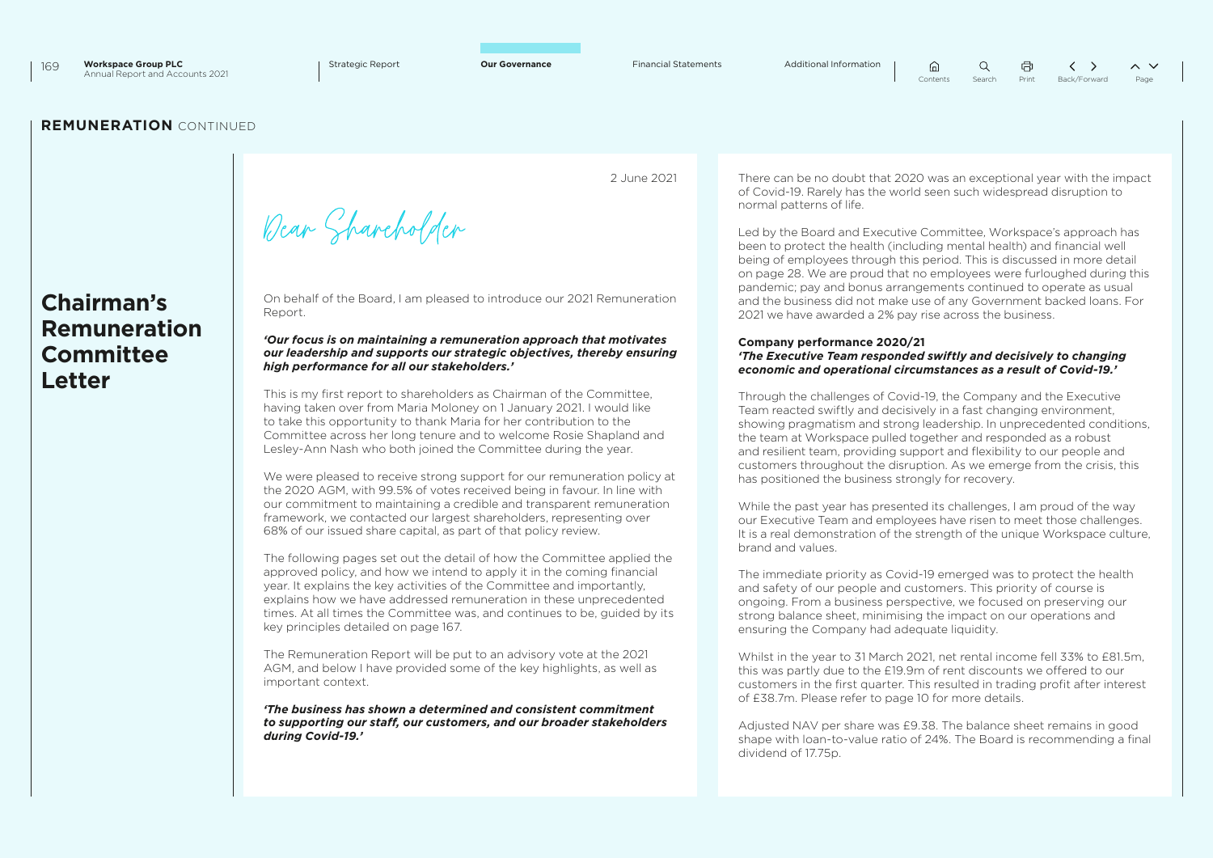## REMUNERATION CONTINUED

# Chairman's Remuneration Committee Letter

2 June 2021

Dear Shareholder

On behalf of the Board, I am pleased to introduce our 2021 Remuneration Report.

***'Our focus is on maintaining a remuneration approach that motivates our leadership and supports our strategic objectives, thereby ensuring high performance for all our stakeholders.'***

This is my first report to shareholders as Chairman of the Committee, having taken over from Maria Moloney on 1 January 2021. I would like to take this opportunity to thank Maria for her contribution to the Committee across her long tenure and to welcome Rosie Shapland and Lesley-Ann Nash who both joined the Committee during the year.

We were pleased to receive strong support for our remuneration policy at the 2020 AGM, with 99.5% of votes received being in favour. In line with our commitment to maintaining a credible and transparent remuneration framework, we contacted our largest shareholders, representing over 68% of our issued share capital, as part of that policy review.

The following pages set out the detail of how the Committee applied the approved policy, and how we intend to apply it in the coming financial year. It explains the key activities of the Committee and importantly, explains how we have addressed remuneration in these unprecedented times. At all times the Committee was, and continues to be, guided by its key principles detailed on page 167.

The Remuneration Report will be put to an advisory vote at the 2021 AGM, and below I have provided some of the key highlights, as well as important context.

***'The business has shown a determined and consistent commitment to supporting our staff, our customers, and our broader stakeholders during Covid-19.'***

There can be no doubt that 2020 was an exceptional year with the impact of Covid-19. Rarely has the world seen such widespread disruption to normal patterns of life.

Led by the Board and Executive Committee, Workspace's approach has been to protect the health (including mental health) and financial well being of employees through this period. This is discussed in more detail on page 28. We are proud that no employees were furloughed during this pandemic; pay and bonus arrangements continued to operate as usual and the business did not make use of any Government backed loans. For 2021 we have awarded a 2% pay rise across the business.

### Company performance 2020/21

***'The Executive Team responded swiftly and decisively to changing economic and operational circumstances as a result of Covid-19.'***

Through the challenges of Covid-19, the Company and the Executive Team reacted swiftly and decisively in a fast changing environment, showing pragmatism and strong leadership. In unprecedented conditions, the team at Workspace pulled together and responded as a robust and resilient team, providing support and flexibility to our people and customers throughout the disruption. As we emerge from the crisis, this has positioned the business strongly for recovery.

While the past year has presented its challenges, I am proud of the way our Executive Team and employees have risen to meet those challenges. It is a real demonstration of the strength of the unique Workspace culture, brand and values.

The immediate priority as Covid-19 emerged was to protect the health and safety of our people and customers. This priority of course is ongoing. From a business perspective, we focused on preserving our strong balance sheet, minimising the impact on our operations and ensuring the Company had adequate liquidity.

Whilst in the year to 31 March 2021, net rental income fell 33% to £81.5m, this was partly due to the £19.9m of rent discounts we offered to our customers in the first quarter. This resulted in trading profit after interest of £38.7m. Please refer to page 10 for more details.

Adjusted NAV per share was £9.38. The balance sheet remains in good shape with loan-to-value ratio of 24%. The Board is recommending a final dividend of 17.75p.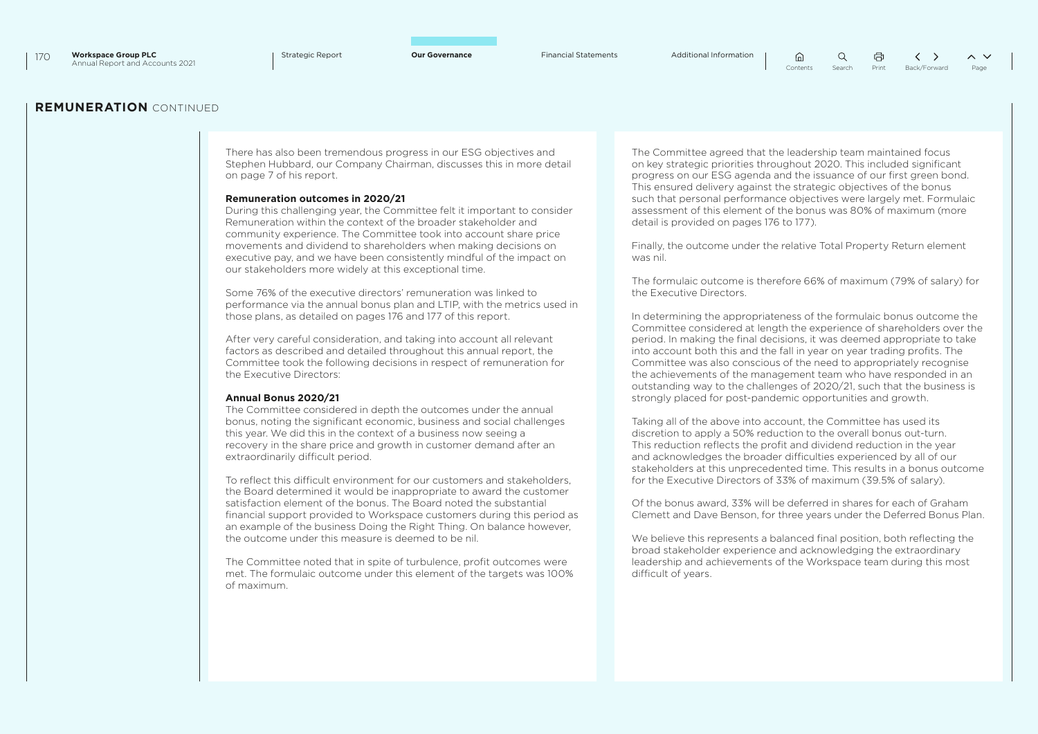## REMUNERATION CONTINUED

There has also been tremendous progress in our ESG objectives and Stephen Hubbard, our Company Chairman, discusses this in more detail on page 7 of his report.

**Remuneration outcomes in 2020/21**

During this challenging year, the Committee felt it important to consider Remuneration within the context of the broader stakeholder and community experience. The Committee took into account share price movements and dividend to shareholders when making decisions on executive pay, and we have been consistently mindful of the impact on our stakeholders more widely at this exceptional time.

Some 76% of the executive directors' remuneration was linked to performance via the annual bonus plan and LTIP, with the metrics used in those plans, as detailed on pages 176 and 177 of this report.

After very careful consideration, and taking into account all relevant factors as described and detailed throughout this annual report, the Committee took the following decisions in respect of remuneration for the Executive Directors:

**Annual Bonus 2020/21**

The Committee considered in depth the outcomes under the annual bonus, noting the significant economic, business and social challenges this year. We did this in the context of a business now seeing a recovery in the share price and growth in customer demand after an extraordinarily difficult period.

To reflect this difficult environment for our customers and stakeholders, the Board determined it would be inappropriate to award the customer satisfaction element of the bonus. The Board noted the substantial financial support provided to Workspace customers during this period as an example of the business Doing the Right Thing. On balance however, the outcome under this measure is deemed to be nil.

The Committee noted that in spite of turbulence, profit outcomes were met. The formulaic outcome under this element of the targets was 100% of maximum.

The Committee agreed that the leadership team maintained focus on key strategic priorities throughout 2020. This included significant progress on our ESG agenda and the issuance of our first green bond. This ensured delivery against the strategic objectives of the bonus such that personal performance objectives were largely met. Formulaic assessment of this element of the bonus was 80% of maximum (more detail is provided on pages 176 to 177).

Finally, the outcome under the relative Total Property Return element was nil.

The formulaic outcome is therefore 66% of maximum (79% of salary) for the Executive Directors.

In determining the appropriateness of the formulaic bonus outcome the Committee considered at length the experience of shareholders over the period. In making the final decisions, it was deemed appropriate to take into account both this and the fall in year on year trading profits. The Committee was also conscious of the need to appropriately recognise the achievements of the management team who have responded in an outstanding way to the challenges of 2020/21, such that the business is strongly placed for post-pandemic opportunities and growth.

Taking all of the above into account, the Committee has used its discretion to apply a 50% reduction to the overall bonus out-turn. This reduction reflects the profit and dividend reduction in the year and acknowledges the broader difficulties experienced by all of our stakeholders at this unprecedented time. This results in a bonus outcome for the Executive Directors of 33% of maximum (39.5% of salary).

Of the bonus award, 33% will be deferred in shares for each of Graham Clemett and Dave Benson, for three years under the Deferred Bonus Plan.

We believe this represents a balanced final position, both reflecting the broad stakeholder experience and acknowledging the extraordinary leadership and achievements of the Workspace team during this most difficult of years.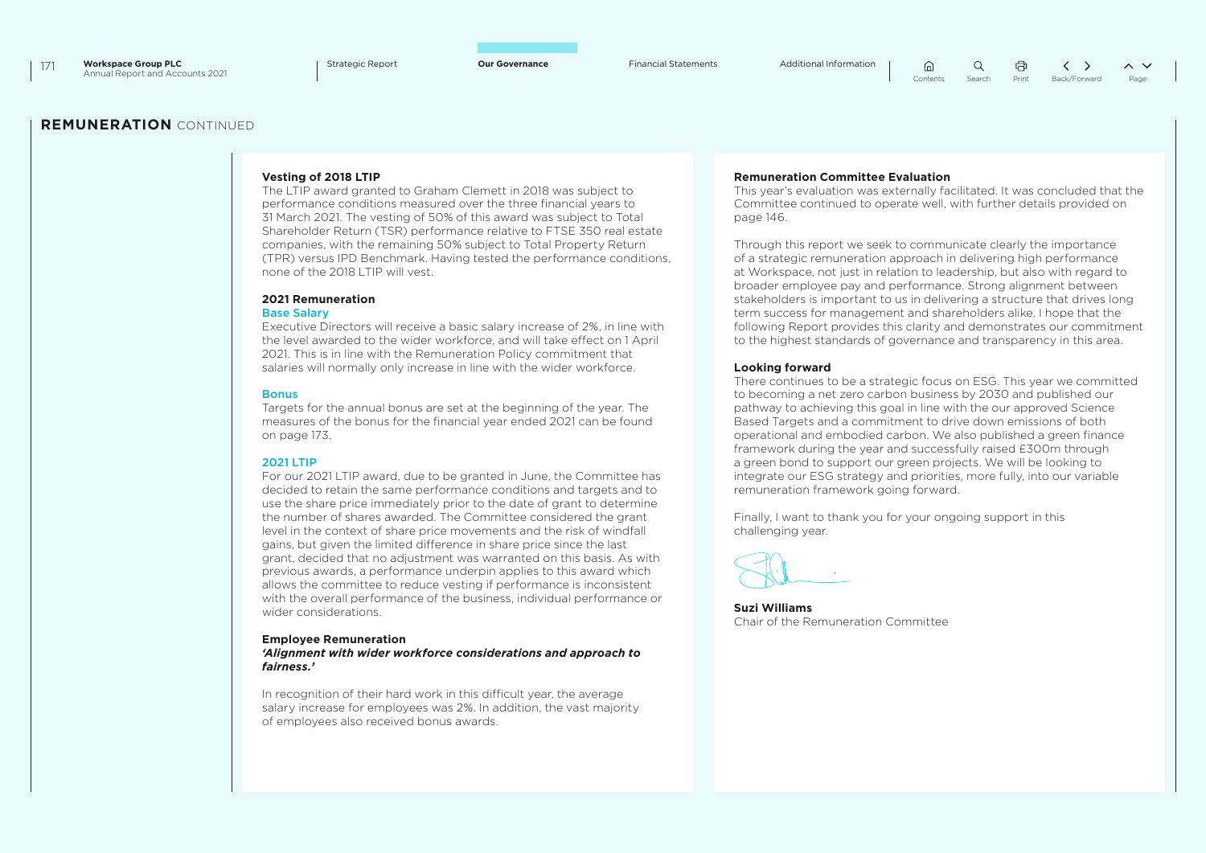## REMUNERATION CONTINUED

### Vesting of 2018 LTIP

The LTIP award granted to Graham Clemett in 2018 was subject to performance conditions measured over the three financial years to 31 March 2021. The vesting of 50% of this award was subject to Total Shareholder Return (TSR) performance relative to FTSE 350 real estate companies, with the remaining 50% subject to Total Property Return (TPR) versus IPD Benchmark. Having tested the performance conditions, none of the 2018 LTIP will vest.

### 2021 Remuneration

#### Base Salary

Executive Directors will receive a basic salary increase of 2%, in line with the level awarded to the wider workforce, and will take effect on 1 April 2021. This is in line with the Remuneration Policy commitment that salaries will normally only increase in line with the wider workforce.

#### Bonus

Targets for the annual bonus are set at the beginning of the year. The measures of the bonus for the financial year ended 2021 can be found on page 173.

#### 2021 LTIP

For our 2021 LTIP award, due to be granted in June, the Committee has decided to retain the same performance conditions and targets and to use the share price immediately prior to the date of grant to determine the number of shares awarded. The Committee considered the grant level in the context of share price movements and the risk of windfall gains, but given the limited difference in share price since the last grant, decided that no adjustment was warranted on this basis. As with previous awards, a performance underpin applies to this award which allows the committee to reduce vesting if performance is inconsistent with the overall performance of the business, individual performance or wider considerations.

### Employee Remuneration

***'Alignment with wider workforce considerations and approach to fairness.'***

In recognition of their hard work in this difficult year, the average salary increase for employees was 2%. In addition, the vast majority of employees also received bonus awards.

### Remuneration Committee Evaluation

This year's evaluation was externally facilitated. It was concluded that the Committee continued to operate well, with further details provided on page 146.

Through this report we seek to communicate clearly the importance of a strategic remuneration approach in delivering high performance at Workspace, not just in relation to leadership, but also with regard to broader employee pay and performance. Strong alignment between stakeholders is important to us in delivering a structure that drives long term success for management and shareholders alike. I hope that the following Report provides this clarity and demonstrates our commitment to the highest standards of governance and transparency in this area.

### Looking forward

There continues to be a strategic focus on ESG. This year we committed to becoming a net zero carbon business by 2030 and published our pathway to achieving this goal in line with the our approved Science Based Targets and a commitment to drive down emissions of both operational and embodied carbon. We also published a green finance framework during the year and successfully raised £300m through a green bond to support our green projects. We will be looking to integrate our ESG strategy and priorities, more fully, into our variable remuneration framework going forward.

Finally, I want to thank you for your ongoing support in this challenging year.

**Suzi Williams**
Chair of the Remuneration Committee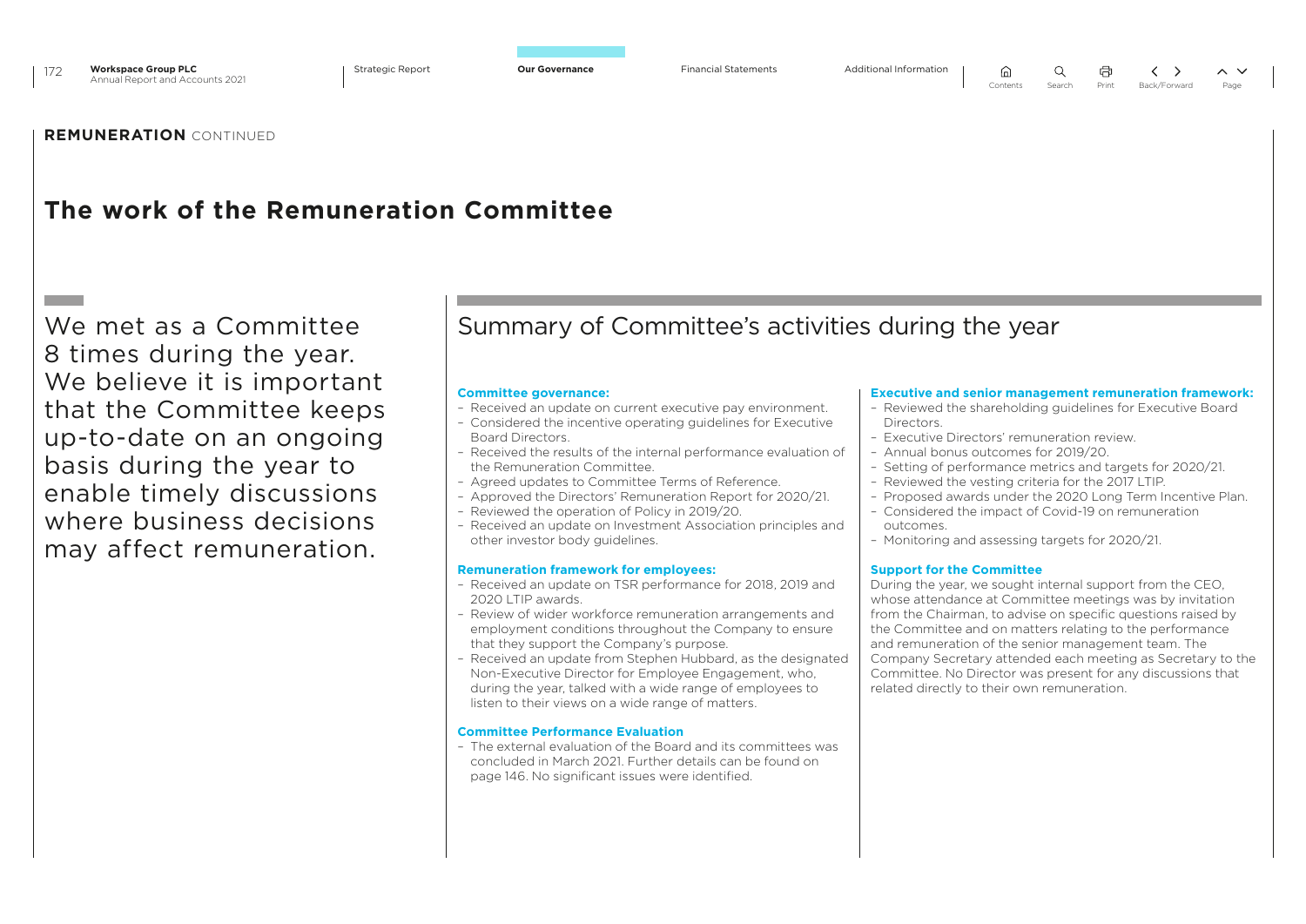**REMUNERATION** CONTINUED

# The work of the Remuneration Committee

We met as a Committee 8 times during the year. We believe it is important that the Committee keeps up-to-date on an ongoing basis during the year to enable timely discussions where business decisions may affect remuneration.

## Summary of Committee's activities during the year

### Committee governance:

- Received an update on current executive pay environment.
- Considered the incentive operating guidelines for Executive Board Directors.
- Received the results of the internal performance evaluation of the Remuneration Committee.
- Agreed updates to Committee Terms of Reference.
- Approved the Directors' Remuneration Report for 2020/21.
- Reviewed the operation of Policy in 2019/20.
- Received an update on Investment Association principles and other investor body guidelines.

### Remuneration framework for employees:

- Received an update on TSR performance for 2018, 2019 and 2020 LTIP awards.
- Review of wider workforce remuneration arrangements and employment conditions throughout the Company to ensure that they support the Company's purpose.
- Received an update from Stephen Hubbard, as the designated Non-Executive Director for Employee Engagement, who, during the year, talked with a wide range of employees to listen to their views on a wide range of matters.

### Committee Performance Evaluation

- The external evaluation of the Board and its committees was concluded in March 2021. Further details can be found on page 146. No significant issues were identified.

### Executive and senior management remuneration framework:

- Reviewed the shareholding guidelines for Executive Board Directors.
- Executive Directors' remuneration review.
- Annual bonus outcomes for 2019/20.
- Setting of performance metrics and targets for 2020/21.
- Reviewed the vesting criteria for the 2017 LTIP.
- Proposed awards under the 2020 Long Term Incentive Plan.
- Considered the impact of Covid-19 on remuneration outcomes.
- Monitoring and assessing targets for 2020/21.

### Support for the Committee

During the year, we sought internal support from the CEO, whose attendance at Committee meetings was by invitation from the Chairman, to advise on specific questions raised by the Committee and on matters relating to the performance and remuneration of the senior management team. The Company Secretary attended each meeting as Secretary to the Committee. No Director was present for any discussions that related directly to their own remuneration.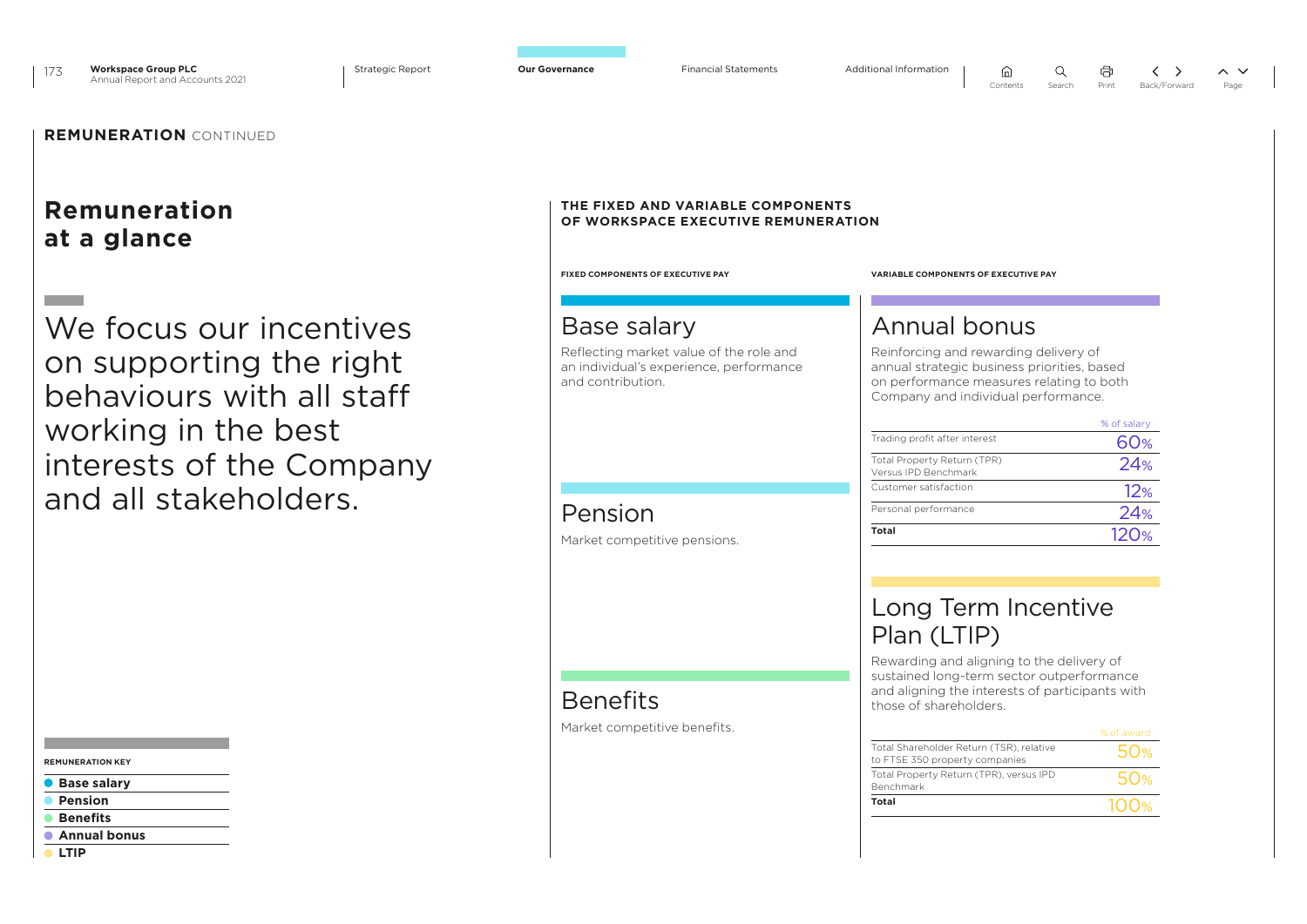## REMUNERATION CONTINUED

# Remuneration at a glance

We focus our incentives on supporting the right behaviours with all staff working in the best interests of the Company and all stakeholders.

**REMUNERATION KEY**

- **Base salary**
- **Pension**
- **Benefits**
- **Annual bonus**
- **LTIP**

## THE FIXED AND VARIABLE COMPONENTS OF WORKSPACE EXECUTIVE REMUNERATION

### FIXED COMPONENTS OF EXECUTIVE PAY

#### Base salary

Reflecting market value of the role and an individual's experience, performance and contribution.

#### Pension

Market competitive pensions.

#### Benefits

Market competitive benefits.

### VARIABLE COMPONENTS OF EXECUTIVE PAY

#### Annual bonus

Reinforcing and rewarding delivery of annual strategic business priorities, based on performance measures relating to both Company and individual performance.

| | % of salary |
|---|---|
| Trading profit after interest | 60% |
| Total Property Return (TPR) Versus IPD Benchmark | 24% |
| Customer satisfaction | 12% |
| Personal performance | 24% |
| **Total** | 120% |

#### Long Term Incentive Plan (LTIP)

Rewarding and aligning to the delivery of sustained long-term sector outperformance and aligning the interests of participants with those of shareholders.

| | % of award |
|---|---|
| Total Shareholder Return (TSR), relative to FTSE 350 property companies | 50% |
| Total Property Return (TPR), versus IPD Benchmark | 50% |
| **Total** | 100% |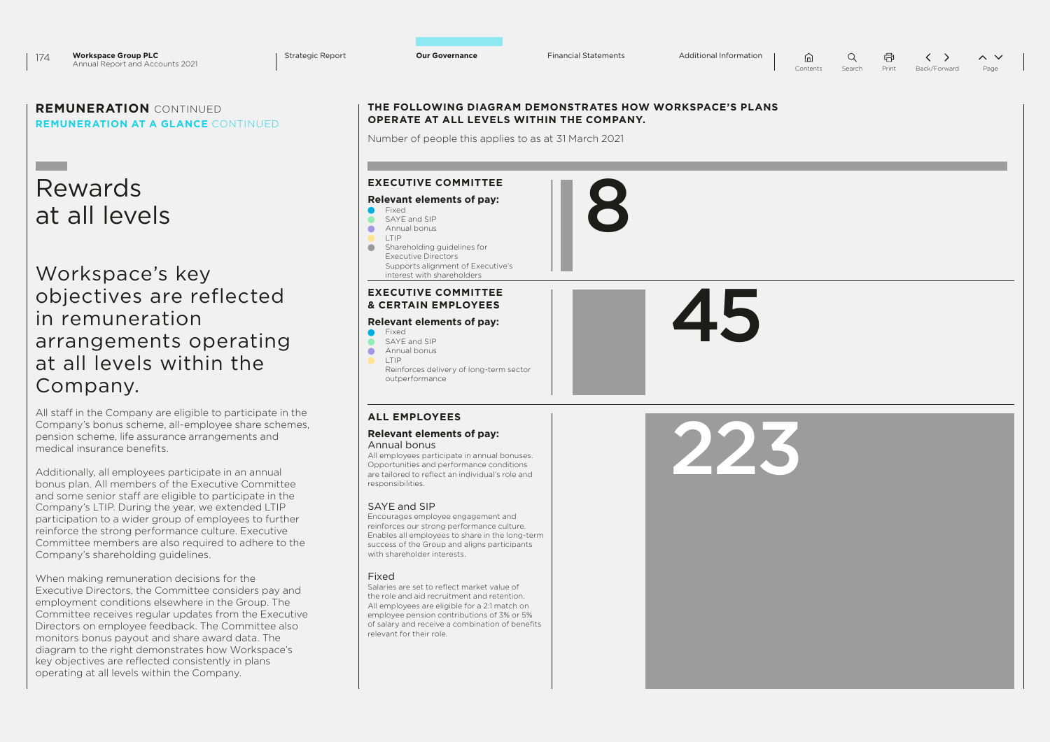## REMUNERATION CONTINUED

### REMUNERATION AT A GLANCE CONTINUED

# Rewards at all levels

## Workspace's key objectives are reflected in remuneration arrangements operating at all levels within the Company.

All staff in the Company are eligible to participate in the Company's bonus scheme, all-employee share schemes, pension scheme, life assurance arrangements and medical insurance benefits.

Additionally, all employees participate in an annual bonus plan. All members of the Executive Committee and some senior staff are eligible to participate in the Company's LTIP. During the year, we extended LTIP participation to a wider group of employees to further reinforce the strong performance culture. Executive Committee members are also required to adhere to the Company's shareholding guidelines.

When making remuneration decisions for the Executive Directors, the Committee considers pay and employment conditions elsewhere in the Group. The Committee receives regular updates from the Executive Directors on employee feedback. The Committee also monitors bonus payout and share award data. The diagram to the right demonstrates how Workspace's key objectives are reflected consistently in plans operating at all levels within the Company.

### THE FOLLOWING DIAGRAM DEMONSTRATES HOW WORKSPACE'S PLANS OPERATE AT ALL LEVELS WITHIN THE COMPANY.

Number of people this applies to as at 31 March 2021

#### EXECUTIVE COMMITTEE

**8**

**Relevant elements of pay:**

- Fixed
- SAYE and SIP
- Annual bonus
- LTIP
- Shareholding guidelines for Executive Directors

Supports alignment of Executive's interest with shareholders

#### EXECUTIVE COMMITTEE & CERTAIN EMPLOYEES

**45**

**Relevant elements of pay:**

- Fixed
- SAYE and SIP
- Annual bonus
- LTIP

Reinforces delivery of long-term sector outperformance

#### ALL EMPLOYEES

**223**

**Relevant elements of pay:**

Annual bonus

All employees participate in annual bonuses. Opportunities and performance conditions are tailored to reflect an individual's role and responsibilities.

SAYE and SIP

Encourages employee engagement and reinforces our strong performance culture. Enables all employees to share in the long-term success of the Group and aligns participants with shareholder interests.

Fixed

Salaries are set to reflect market value of the role and aid recruitment and retention. All employees are eligible for a 2:1 match on employee pension contributions of 3% or 5% of salary and receive a combination of benefits relevant for their role.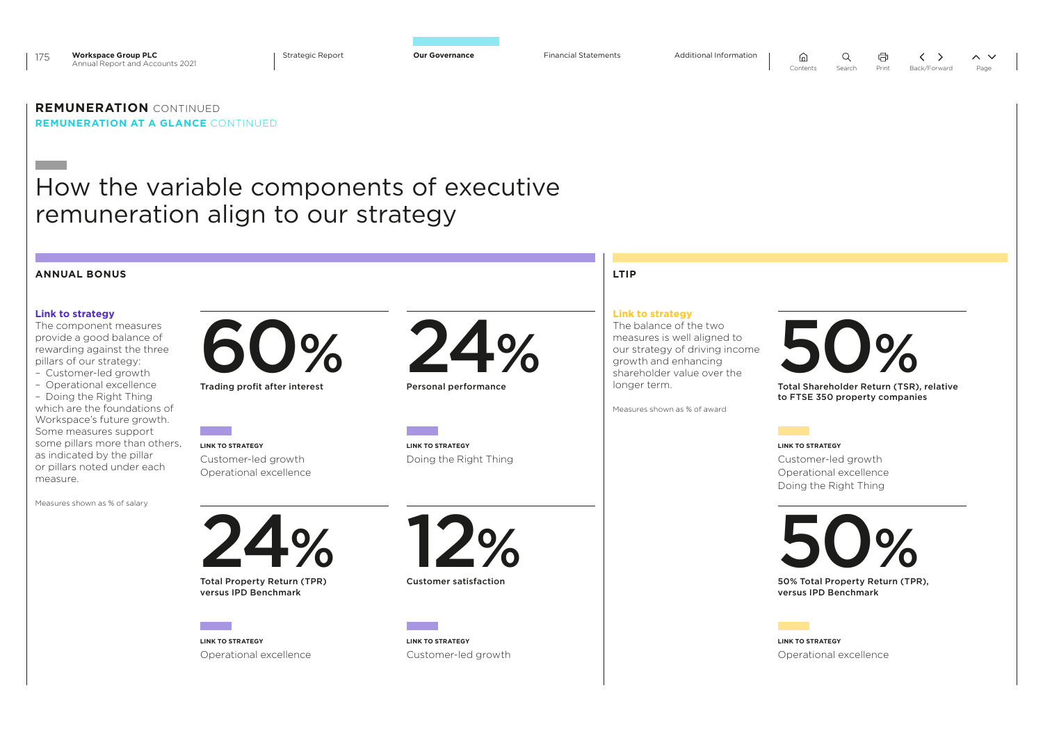**REMUNERATION** CONTINUED

**REMUNERATION AT A GLANCE** CONTINUED

# How the variable components of executive remuneration align to our strategy

## ANNUAL BONUS

**Link to strategy**

The component measures provide a good balance of rewarding against the three pillars of our strategy:

- Customer-led growth
- Operational excellence
- Doing the Right Thing

which are the foundations of Workspace's future growth. Some measures support some pillars more than others, as indicated by the pillar or pillars noted under each measure.

Measures shown as % of salary

**60%**

**Trading profit after interest**

LINK TO STRATEGY

Customer-led growth
Operational excellence

**24%**

**Personal performance**

LINK TO STRATEGY

Doing the Right Thing

**24%**

**Total Property Return (TPR) versus IPD Benchmark**

LINK TO STRATEGY

Operational excellence

**12%**

**Customer satisfaction**

LINK TO STRATEGY

Customer-led growth

## LTIP

**Link to strategy**

The balance of the two measures is well aligned to our strategy of driving income growth and enhancing shareholder value over the longer term.

Measures shown as % of award

**50%**

**Total Shareholder Return (TSR), relative to FTSE 350 property companies**

LINK TO STRATEGY

Customer-led growth
Operational excellence
Doing the Right Thing

**50%**

**50% Total Property Return (TPR), versus IPD Benchmark**

LINK TO STRATEGY

Operational excellence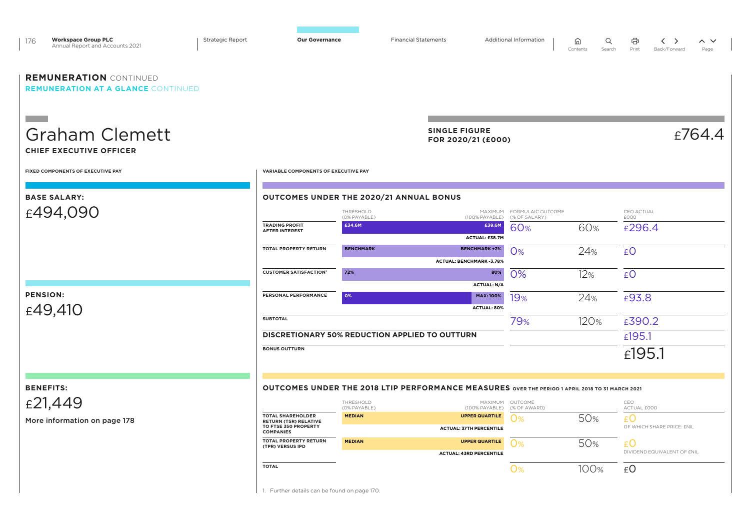# REMUNERATION CONTINUED

## REMUNERATION AT A GLANCE CONTINUED

# Graham Clemett

**CHIEF EXECUTIVE OFFICER**

**SINGLE FIGURE FOR 2020/21 (£000)** £764.4

### FIXED COMPONENTS OF EXECUTIVE PAY

**BASE SALARY:**
£494,090

**PENSION:**
£49,410

**BENEFITS:**
£21,449

More information on page 178

### VARIABLE COMPONENTS OF EXECUTIVE PAY

#### OUTCOMES UNDER THE 2020/21 ANNUAL BONUS

| | THRESHOLD (0% PAYABLE) | MAXIMUM (100% PAYABLE) | ACTUAL | FORMULAIC OUTCOME (% OF SALARY) | MAXIMUM (% OF SALARY) | CEO ACTUAL £000 |
|---|---|---|---|---|---|---|
| TRADING PROFIT AFTER INTEREST | £34.6M | £38.6M | ACTUAL: £38.7M | 60% | 60% | £296.4 |
| TOTAL PROPERTY RETURN | BENCHMARK | BENCHMARK +2% | ACTUAL: BENCHMARK -3.78% | 0% | 24% | £0 |
| CUSTOMER SATISFACTION[1] | 72% | 80% | ACTUAL: N/A | 0% | 12% | £0 |
| PERSONAL PERFORMANCE | 0% | MAX: 100% | ACTUAL: 80% | 19% | 24% | £93.8 |
| SUBTOTAL | | | | 79% | 120% | £390.2 |
| DISCRETIONARY 50% REDUCTION APPLIED TO OUTTURN | | | | | | £195.1 |
| BONUS OUTTURN | | | | | | £195.1 |

#### OUTCOMES UNDER THE 2018 LTIP PERFORMANCE MEASURES OVER THE PERIOD 1 APRIL 2018 TO 31 MARCH 2021

| | THRESHOLD (0% PAYABLE) | MAXIMUM (100% PAYABLE) | ACTUAL | OUTCOME (% OF AWARD) | MAXIMUM (% OF AWARD) | CEO ACTUAL £000 |
|---|---|---|---|---|---|---|
| TOTAL SHAREHOLDER RETURN (TSR) RELATIVE TO FTSE 350 PROPERTY COMPANIES | MEDIAN | UPPER QUARTILE | ACTUAL: 37TH PERCENTILE | 0% | 50% | £0 OF WHICH SHARE PRICE: £NIL |
| TOTAL PROPERTY RETURN (TPR) VERSUS IPD | MEDIAN | UPPER QUARTILE | ACTUAL: 43RD PERCENTILE | 0% | 50% | £0 DIVIDEND EQUIVALENT OF £NIL |
| TOTAL | | | | 0% | 100% | £0 |

1. Further details can be found on page 170.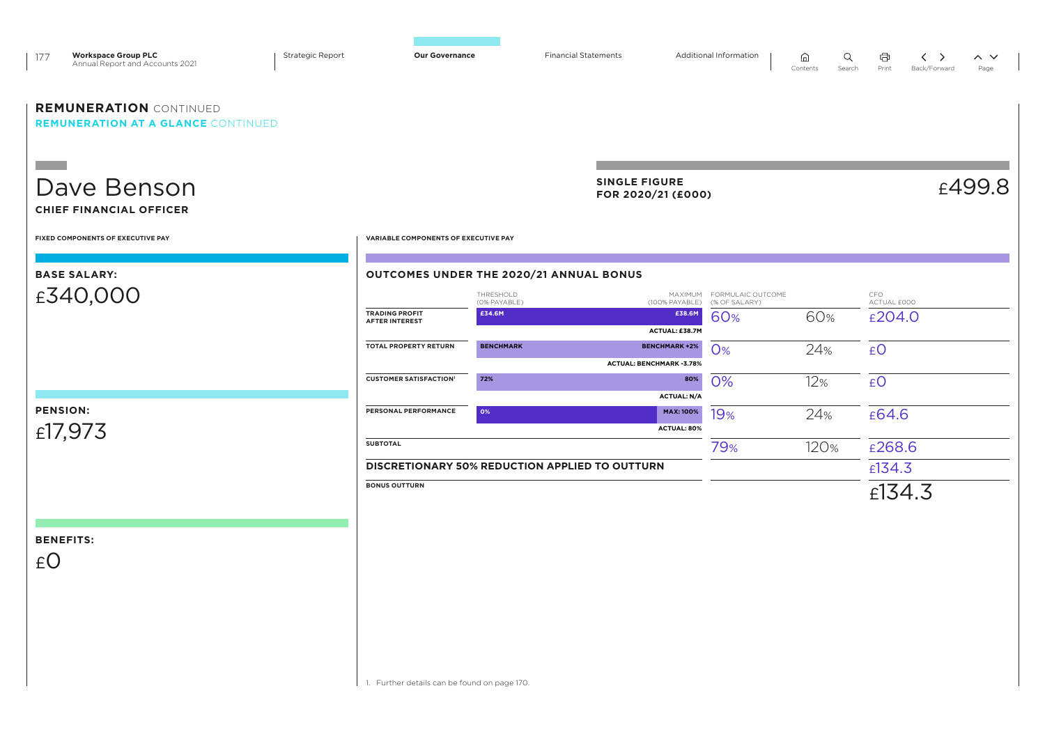## REMUNERATION CONTINUED

### REMUNERATION AT A GLANCE CONTINUED

# Dave Benson

**CHIEF FINANCIAL OFFICER**

**SINGLE FIGURE FOR 2020/21 (£000)** £499.8

**FIXED COMPONENTS OF EXECUTIVE PAY**

**BASE SALARY:**
£340,000

**PENSION:**
£17,973

**BENEFITS:**
£0

**VARIABLE COMPONENTS OF EXECUTIVE PAY**

**OUTCOMES UNDER THE 2020/21 ANNUAL BONUS**

| | THRESHOLD (0% PAYABLE) | MAXIMUM (100% PAYABLE) | ACTUAL | FORMULAIC OUTCOME (% OF SALARY) | | CFO ACTUAL £000 |
|---|---|---|---|---|---|---|
| TRADING PROFIT AFTER INTEREST | £34.6M | £38.6M | ACTUAL: £38.7M | 60% | 60% | £204.0 |
| TOTAL PROPERTY RETURN | BENCHMARK | BENCHMARK +2% | ACTUAL: BENCHMARK -3.78% | 0% | 24% | £0 |
| CUSTOMER SATISFACTION[1] | 72% | 80% | ACTUAL: N/A | 0% | 12% | £0 |
| PERSONAL PERFORMANCE | 0% | MAX: 100% | ACTUAL: 80% | 19% | 24% | £64.6 |
| SUBTOTAL | | | | 79% | 120% | £268.6 |
| DISCRETIONARY 50% REDUCTION APPLIED TO OUTTURN | | | | | | £134.3 |
| BONUS OUTTURN | | | | | | £134.3 |

1. Further details can be found on page 170.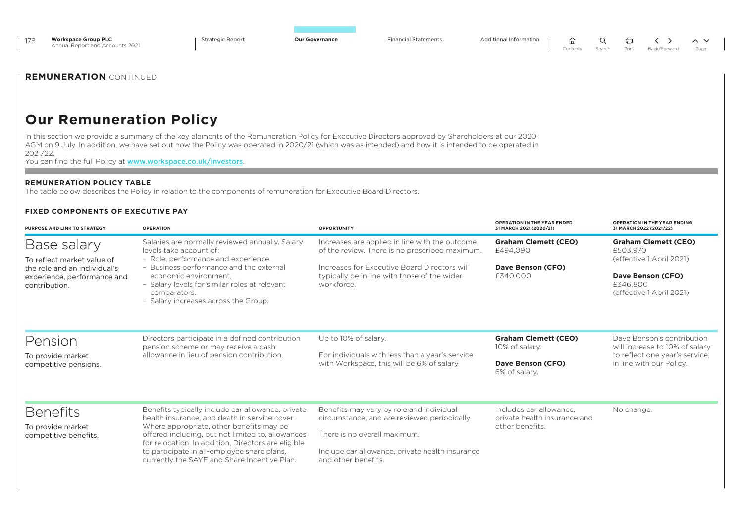## REMUNERATION CONTINUED

# Our Remuneration Policy

In this section we provide a summary of the key elements of the Remuneration Policy for Executive Directors approved by Shareholders at our 2020 AGM on 9 July. In addition, we have set out how the Policy was operated in 2020/21 (which was as intended) and how it is intended to be operated in 2021/22.

You can find the full Policy at **www.workspace.co.uk/investors**.

### REMUNERATION POLICY TABLE

The table below describes the Policy in relation to the components of remuneration for Executive Board Directors.

### FIXED COMPONENTS OF EXECUTIVE PAY

| PURPOSE AND LINK TO STRATEGY | OPERATION | OPPORTUNITY | OPERATION IN THE YEAR ENDED 31 MARCH 2021 (2020/21) | OPERATION IN THE YEAR ENDING 31 MARCH 2022 (2021/22) |
|---|---|---|---|---|
| **Base salary**<br>To reflect market value of the role and an individual's experience, performance and contribution. | Salaries are normally reviewed annually. Salary levels take account of:<br>– Role, performance and experience.<br>– Business performance and the external economic environment.<br>– Salary levels for similar roles at relevant comparators.<br>– Salary increases across the Group. | Increases are applied in line with the outcome of the review. There is no prescribed maximum.<br><br>Increases for Executive Board Directors will typically be in line with those of the wider workforce. | **Graham Clemett (CEO)**<br>£494,090<br><br>**Dave Benson (CFO)**<br>£340,000 | **Graham Clemett (CEO)**<br>£503,970<br>(effective 1 April 2021)<br><br>**Dave Benson (CFO)**<br>£346,800<br>(effective 1 April 2021) |
| **Pension**<br>To provide market competitive pensions. | Directors participate in a defined contribution pension scheme or may receive a cash allowance in lieu of pension contribution. | Up to 10% of salary.<br><br>For individuals with less than a year's service with Workspace, this will be 6% of salary. | **Graham Clemett (CEO)**<br>10% of salary.<br><br>**Dave Benson (CFO)**<br>6% of salary. | Dave Benson's contribution will increase to 10% of salary to reflect one year's service, in line with our Policy. |
| **Benefits**<br>To provide market competitive benefits. | Benefits typically include car allowance, private health insurance, and death in service cover. Where appropriate, other benefits may be offered including, but not limited to, allowances for relocation. In addition, Directors are eligible to participate in all-employee share plans, currently the SAYE and Share Incentive Plan. | Benefits may vary by role and individual circumstance, and are reviewed periodically.<br><br>There is no overall maximum.<br><br>Include car allowance, private health insurance and other benefits. | Includes car allowance, private health insurance and other benefits. | No change. |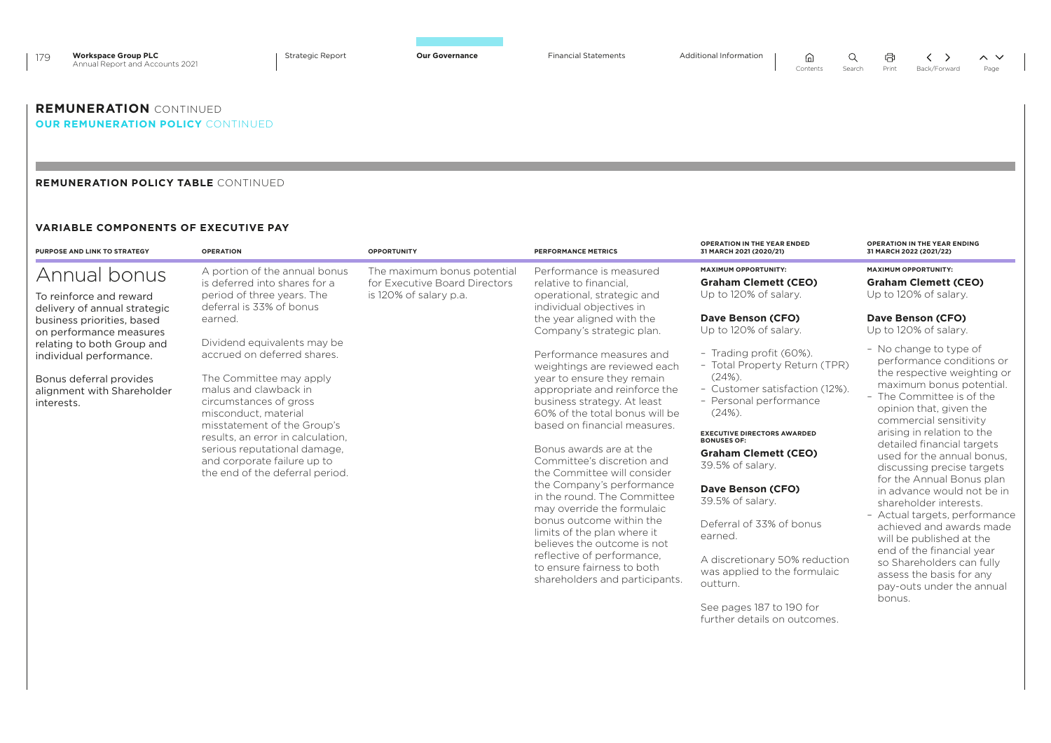## REMUNERATION CONTINUED

### OUR REMUNERATION POLICY CONTINUED

### REMUNERATION POLICY TABLE CONTINUED

#### VARIABLE COMPONENTS OF EXECUTIVE PAY

| PURPOSE AND LINK TO STRATEGY | OPERATION | OPPORTUNITY | PERFORMANCE METRICS | OPERATION IN THE YEAR ENDED 31 MARCH 2021 (2020/21) | OPERATION IN THE YEAR ENDING 31 MARCH 2022 (2021/22) |
|---|---|---|---|---|---|
| **Annual bonus**<br><br>To reinforce and reward delivery of annual strategic business priorities, based on performance measures relating to both Group and individual performance.<br><br>Bonus deferral provides alignment with Shareholder interests. | A portion of the annual bonus is deferred into shares for a period of three years. The deferral is 33% of bonus earned.<br><br>Dividend equivalents may be accrued on deferred shares.<br><br>The Committee may apply malus and clawback in circumstances of gross misconduct, material misstatement of the Group's results, an error in calculation, serious reputational damage, and corporate failure up to the end of the deferral period. | The maximum bonus potential for Executive Board Directors is 120% of salary p.a. | Performance is measured relative to financial, operational, strategic and individual objectives in the year aligned with the Company's strategic plan.<br><br>Performance measures and weightings are reviewed each year to ensure they remain appropriate and reinforce the business strategy. At least 60% of the total bonus will be based on financial measures.<br><br>Bonus awards are at the Committee's discretion and the Committee will consider the Company's performance in the round. The Committee may override the formulaic bonus outcome within the limits of the plan where it believes the outcome is not reflective of performance, to ensure fairness to both shareholders and participants. | **MAXIMUM OPPORTUNITY:**<br>**Graham Clemett (CEO)**<br>Up to 120% of salary.<br><br>**Dave Benson (CFO)**<br>Up to 120% of salary.<br><br>– Trading profit (60%).<br>– Total Property Return (TPR) (24%).<br>– Customer satisfaction (12%).<br>– Personal performance (24%).<br><br>**EXECUTIVE DIRECTORS AWARDED BONUSES OF:**<br>**Graham Clemett (CEO)**<br>39.5% of salary.<br><br>**Dave Benson (CFO)**<br>39.5% of salary.<br><br>Deferral of 33% of bonus earned.<br><br>A discretionary 50% reduction was applied to the formulaic outturn.<br><br>See pages 187 to 190 for further details on outcomes. | **MAXIMUM OPPORTUNITY:**<br>**Graham Clemett (CEO)**<br>Up to 120% of salary.<br><br>**Dave Benson (CFO)**<br>Up to 120% of salary.<br><br>– No change to type of performance conditions or the respective weighting or maximum bonus potential.<br>– The Committee is of the opinion that, given the commercial sensitivity arising in relation to the detailed financial targets used for the annual bonus, discussing precise targets for the Annual Bonus plan in advance would not be in shareholder interests.<br>– Actual targets, performance achieved and awards made will be published at the end of the financial year so Shareholders can fully assess the basis for any pay-outs under the annual bonus. |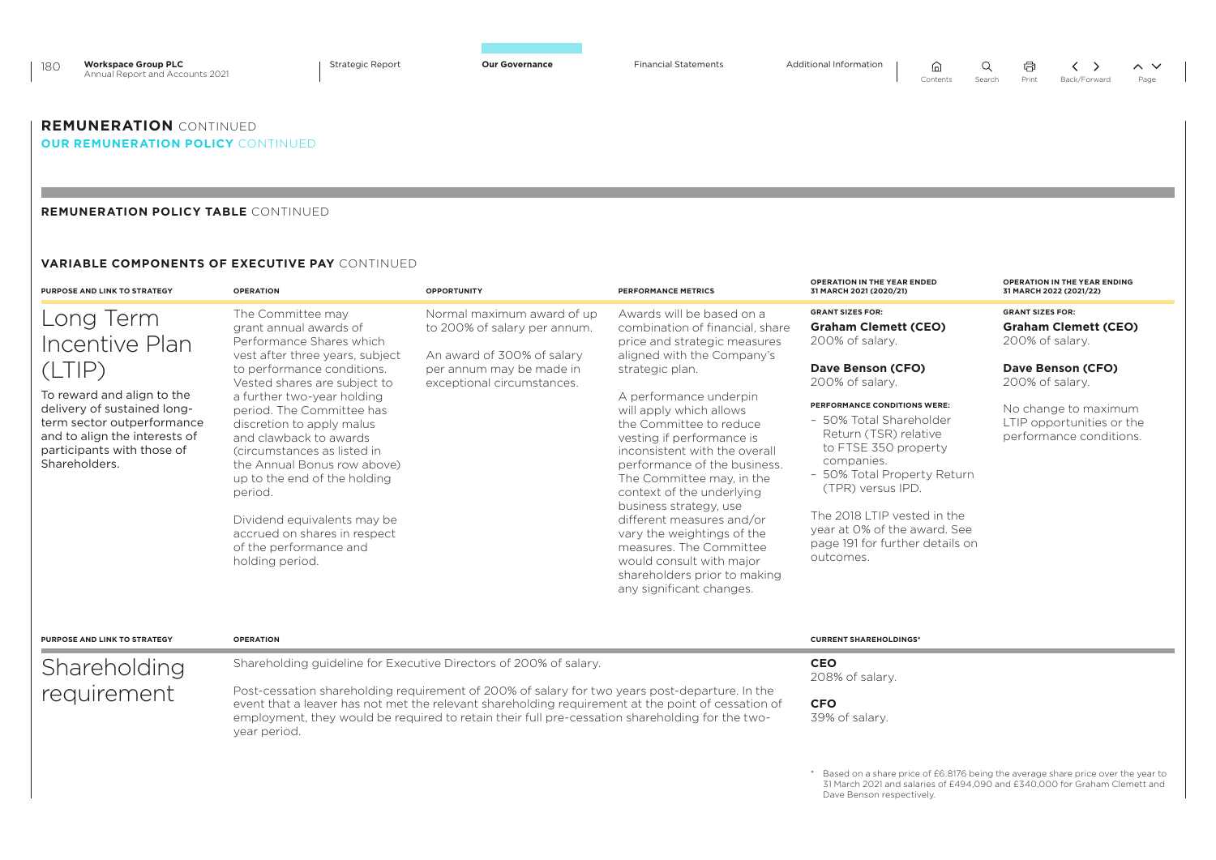## REMUNERATION CONTINUED

### OUR REMUNERATION POLICY CONTINUED

#### REMUNERATION POLICY TABLE CONTINUED

##### VARIABLE COMPONENTS OF EXECUTIVE PAY CONTINUED

| PURPOSE AND LINK TO STRATEGY | OPERATION | OPPORTUNITY | PERFORMANCE METRICS | OPERATION IN THE YEAR ENDED 31 MARCH 2021 (2020/21) | OPERATION IN THE YEAR ENDING 31 MARCH 2022 (2021/22) |
|---|---|---|---|---|---|
| **Long Term Incentive Plan (LTIP)**<br><br>To reward and align to the delivery of sustained long-term sector outperformance and to align the interests of participants with those of Shareholders. | The Committee may grant annual awards of Performance Shares which vest after three years, subject to performance conditions. Vested shares are subject to a further two-year holding period. The Committee has discretion to apply malus and clawback to awards (circumstances as listed in the Annual Bonus row above) up to the end of the holding period.<br><br>Dividend equivalents may be accrued on shares in respect of the performance and holding period. | Normal maximum award of up to 200% of salary per annum.<br><br>An award of 300% of salary per annum may be made in exceptional circumstances. | Awards will be based on a combination of financial, share price and strategic measures aligned with the Company's strategic plan.<br><br>A performance underpin will apply which allows the Committee to reduce vesting if performance is inconsistent with the overall performance of the business. The Committee may, in the context of the underlying business strategy, use different measures and/or vary the weightings of the measures. The Committee would consult with major shareholders prior to making any significant changes. | **GRANT SIZES FOR:**<br><br>**Graham Clemett (CEO)**<br>200% of salary.<br><br>**Dave Benson (CFO)**<br>200% of salary.<br><br>**PERFORMANCE CONDITIONS WERE:**<br>– 50% Total Shareholder Return (TSR) relative to FTSE 350 property companies.<br>– 50% Total Property Return (TPR) versus IPD.<br><br>The 2018 LTIP vested in the year at 0% of the award. See page 191 for further details on outcomes. | **GRANT SIZES FOR:**<br><br>**Graham Clemett (CEO)**<br>200% of salary.<br><br>**Dave Benson (CFO)**<br>200% of salary.<br><br>No change to maximum LTIP opportunities or the performance conditions. |

| PURPOSE AND LINK TO STRATEGY | OPERATION | CURRENT SHAREHOLDINGS* |
|---|---|---|
| **Shareholding requirement** | Shareholding guideline for Executive Directors of 200% of salary.<br><br>Post-cessation shareholding requirement of 200% of salary for two years post-departure. In the event that a leaver has not met the relevant shareholding requirement at the point of cessation of employment, they would be required to retain their full pre-cessation shareholding for the two-year period. | **CEO**<br>208% of salary.<br><br>**CFO**<br>39% of salary. |

\* Based on a share price of £6.8176 being the average share price over the year to 31 March 2021 and salaries of £494,090 and £340,000 for Graham Clemett and Dave Benson respectively.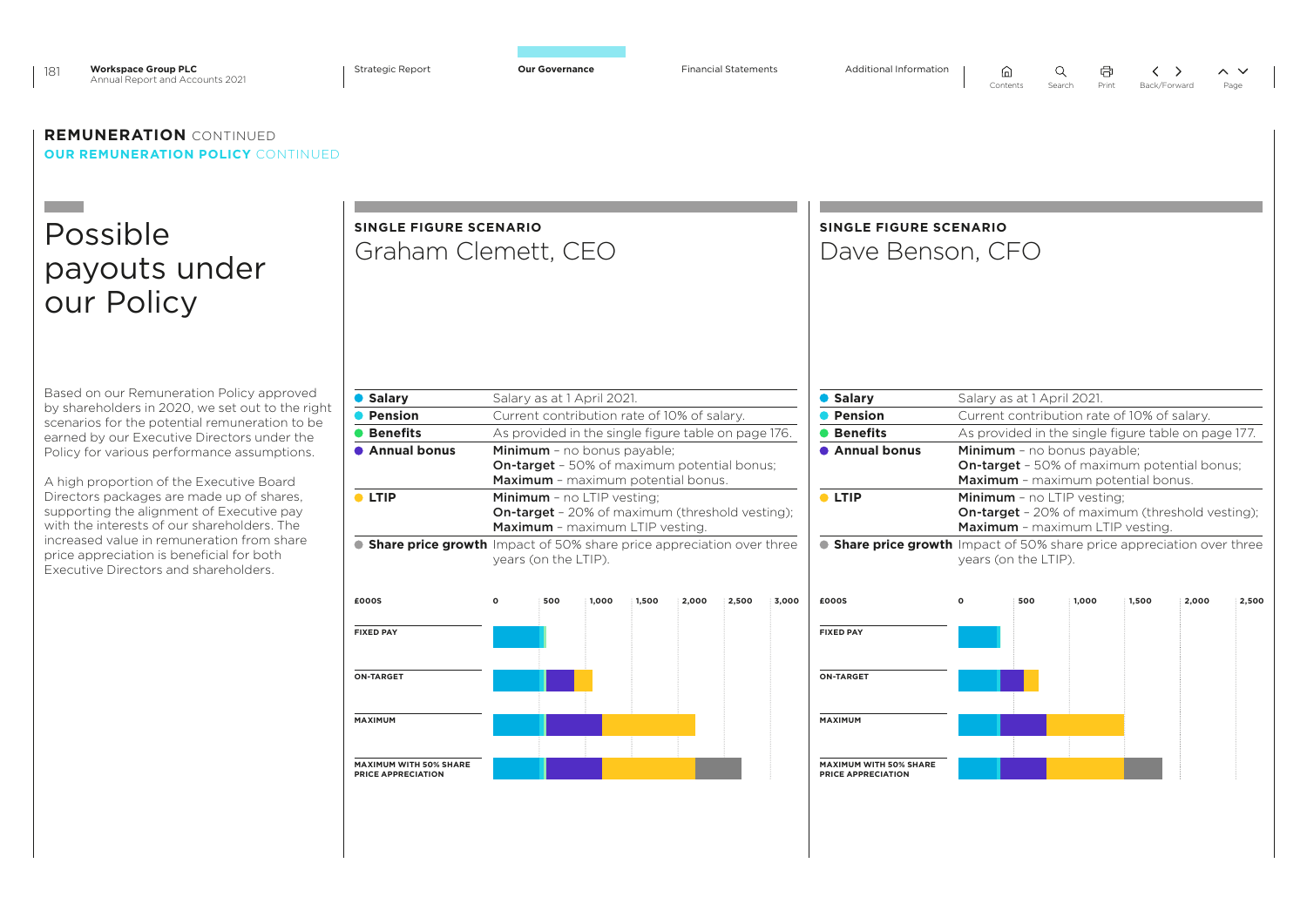## REMUNERATION CONTINUED

### OUR REMUNERATION POLICY CONTINUED

# Possible payouts under our Policy

Based on our Remuneration Policy approved by shareholders in 2020, we set out to the right scenarios for the potential remuneration to be earned by our Executive Directors under the Policy for various performance assumptions.

A high proportion of the Executive Board Directors packages are made up of shares, supporting the alignment of Executive pay with the interests of our shareholders. The increased value in remuneration from share price appreciation is beneficial for both Executive Directors and shareholders.

## SINGLE FIGURE SCENARIO

## Graham Clemett, CEO

| | |
|---|---|
| **Salary** | Salary as at 1 April 2021. |
| **Pension** | Current contribution rate of 10% of salary. |
| **Benefits** | As provided in the single figure table on page 176. |
| **Annual bonus** | **Minimum** – no bonus payable; **On-target** – 50% of maximum potential bonus; **Maximum** – maximum potential bonus. |
| **LTIP** | **Minimum** – no LTIP vesting; **On-target** – 20% of maximum (threshold vesting); **Maximum** – maximum LTIP vesting. |
| **Share price growth** | Impact of 50% share price appreciation over three years (on the LTIP). |

£000S (axis: 0, 500, 1,000, 1,500, 2,000, 2,500, 3,000)

- FIXED PAY
- ON-TARGET
- MAXIMUM
- MAXIMUM WITH 50% SHARE PRICE APPRECIATION

## SINGLE FIGURE SCENARIO

## Dave Benson, CFO

| | |
|---|---|
| **Salary** | Salary as at 1 April 2021. |
| **Pension** | Current contribution rate of 10% of salary. |
| **Benefits** | As provided in the single figure table on page 177. |
| **Annual bonus** | **Minimum** – no bonus payable; **On-target** – 50% of maximum potential bonus; **Maximum** – maximum potential bonus. |
| **LTIP** | **Minimum** – no LTIP vesting; **On-target** – 20% of maximum (threshold vesting); **Maximum** – maximum LTIP vesting. |
| **Share price growth** | Impact of 50% share price appreciation over three years (on the LTIP). |

£000S (axis: 0, 500, 1,000, 1,500, 2,000, 2,500)

- FIXED PAY
- ON-TARGET
- MAXIMUM
- MAXIMUM WITH 50% SHARE PRICE APPRECIATION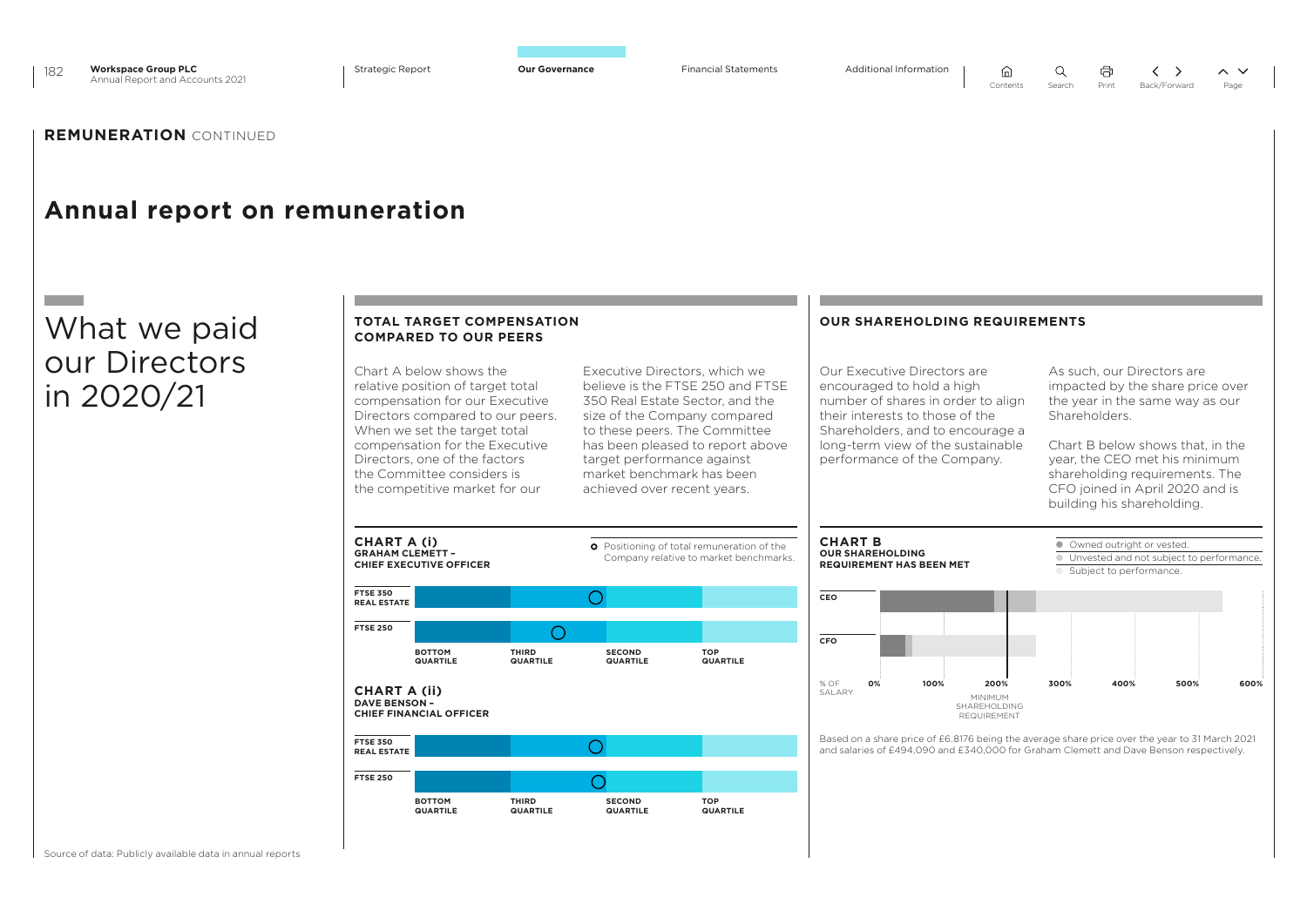## REMUNERATION CONTINUED

# Annual report on remuneration

## What we paid our Directors in 2020/21

### TOTAL TARGET COMPENSATION COMPARED TO OUR PEERS

Chart A below shows the relative position of target total compensation for our Executive Directors compared to our peers. When we set the target total compensation for the Executive Directors, one of the factors the Committee considers is the competitive market for our Executive Directors, which we believe is the FTSE 250 and FTSE 350 Real Estate Sector, and the size of the Company compared to these peers. The Committee has been pleased to report above target performance against market benchmark has been achieved over recent years.

**CHART A (i)**
**GRAHAM CLEMETT – CHIEF EXECUTIVE OFFICER**

○ Positioning of total remuneration of the Company relative to market benchmarks.

FTSE 350 REAL ESTATE
FTSE 250

BOTTOM QUARTILE | THIRD QUARTILE | SECOND QUARTILE | TOP QUARTILE

**CHART A (ii)**
**DAVE BENSON – CHIEF FINANCIAL OFFICER**

FTSE 350 REAL ESTATE
FTSE 250

BOTTOM QUARTILE | THIRD QUARTILE | SECOND QUARTILE | TOP QUARTILE

Source of data: Publicly available data in annual reports

### OUR SHAREHOLDING REQUIREMENTS

Our Executive Directors are encouraged to hold a high number of shares in order to align their interests to those of the Shareholders, and to encourage a long-term view of the sustainable performance of the Company.

As such, our Directors are impacted by the share price over the year in the same way as our Shareholders.

Chart B below shows that, in the year, the CEO met his minimum shareholding requirements. The CFO joined in April 2020 and is building his shareholding.

**CHART B**
**OUR SHAREHOLDING REQUIREMENT HAS BEEN MET**

- Owned outright or vested.
- Unvested and not subject to performance.
- Subject to performance.

CEO
CFO

% OF SALARY: 0% | 100% | 200% | 300% | 400% | 500% | 600%

MINIMUM SHAREHOLDING REQUIREMENT

Based on a share price of £6.8176 being the average share price over the year to 31 March 2021 and salaries of £494,090 and £340,000 for Graham Clemett and Dave Benson respectively.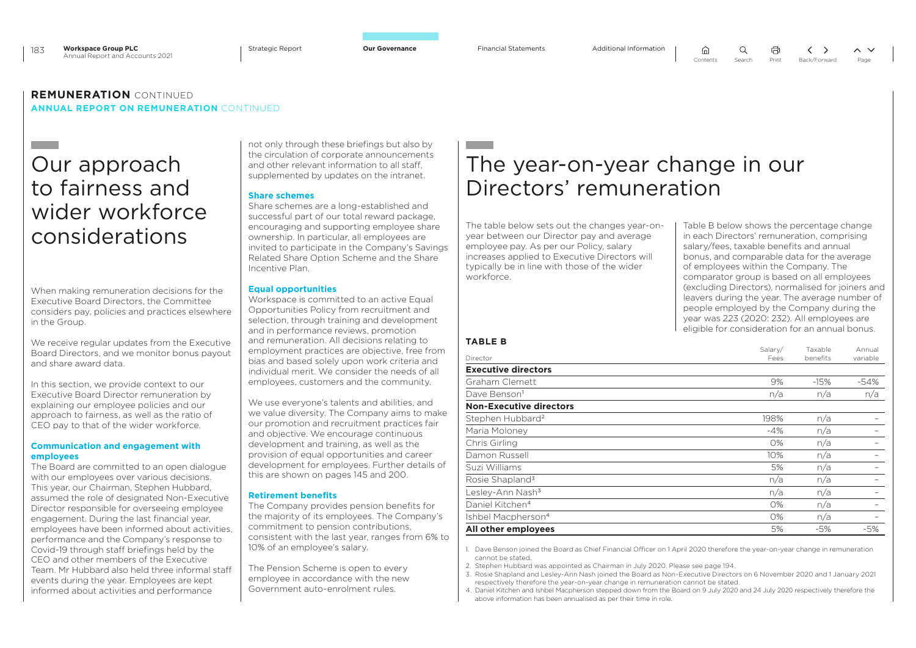## REMUNERATION CONTINUED

### ANNUAL REPORT ON REMUNERATION CONTINUED

# Our approach to fairness and wider workforce considerations

When making remuneration decisions for the Executive Board Directors, the Committee considers pay, policies and practices elsewhere in the Group.

We receive regular updates from the Executive Board Directors, and we monitor bonus payout and share award data.

In this section, we provide context to our Executive Board Director remuneration by explaining our employee policies and our approach to fairness, as well as the ratio of CEO pay to that of the wider workforce.

**Communication and engagement with employees**

The Board are committed to an open dialogue with our employees over various decisions. This year, our Chairman, Stephen Hubbard, assumed the role of designated Non-Executive Director responsible for overseeing employee engagement. During the last financial year, employees have been informed about activities, performance and the Company's response to Covid-19 through staff briefings held by the CEO and other members of the Executive Team. Mr Hubbard also held three informal staff events during the year. Employees are kept informed about activities and performance not only through these briefings but also by the circulation of corporate announcements and other relevant information to all staff, supplemented by updates on the intranet.

**Share schemes**

Share schemes are a long-established and successful part of our total reward package, encouraging and supporting employee share ownership. In particular, all employees are invited to participate in the Company's Savings Related Share Option Scheme and the Share Incentive Plan.

**Equal opportunities**

Workspace is committed to an active Equal Opportunities Policy from recruitment and selection, through training and development and in performance reviews, promotion and remuneration. All decisions relating to employment practices are objective, free from bias and based solely upon work criteria and individual merit. We consider the needs of all employees, customers and the community.

We use everyone's talents and abilities, and we value diversity. The Company aims to make our promotion and recruitment practices fair and objective. We encourage continuous development and training, as well as the provision of equal opportunities and career development for employees. Further details of this are shown on pages 145 and 200.

**Retirement benefits**

The Company provides pension benefits for the majority of its employees. The Company's commitment to pension contributions, consistent with the last year, ranges from 6% to 10% of an employee's salary.

The Pension Scheme is open to every employee in accordance with the new Government auto-enrolment rules.

# The year-on-year change in our Directors' remuneration

The table below sets out the changes year-on-year between our Director pay and average employee pay. As per our Policy, salary increases applied to Executive Directors will typically be in line with those of the wider workforce.

Table B below shows the percentage change in each Directors' remuneration, comprising salary/fees, taxable benefits and annual bonus, and comparable data for the average of employees within the Company. The comparator group is based on all employees (excluding Directors), normalised for joiners and leavers during the year. The average number of people employed by the Company during the year was 223 (2020: 232). All employees are eligible for consideration for an annual bonus.

**TABLE B**

| Director | Salary/ Fees | Taxable benefits | Annual variable |
|---|---|---|---|
| **Executive directors** | | | |
| Graham Clemett | 9% | -15% | -54% |
| Dave Benson[1] | n/a | n/a | n/a |
| **Non-Executive directors** | | | |
| Stephen Hubbard[2] | 198% | n/a | – |
| Maria Moloney | -4% | n/a | – |
| Chris Girling | 0% | n/a | – |
| Damon Russell | 10% | n/a | – |
| Suzi Williams | 5% | n/a | – |
| Rosie Shapland[3] | n/a | n/a | – |
| Lesley-Ann Nash[3] | n/a | n/a | – |
| Daniel Kitchen[4] | 0% | n/a | – |
| Ishbel Macpherson[4] | 0% | n/a | – |
| **All other employees** | 5% | -5% | -5% |

1. Dave Benson joined the Board as Chief Financial Officer on 1 April 2020 therefore the year-on-year change in remuneration cannot be stated.
2. Stephen Hubbard was appointed as Chairman in July 2020. Please see page 194.
3. Rosie Shapland and Lesley-Ann Nash joined the Board as Non-Executive Directors on 6 November 2020 and 1 January 2021 respectively therefore the year-on-year change in remuneration cannot be stated.
4. Daniel Kitchen and Ishbel Macpherson stepped down from the Board on 9 July 2020 and 24 July 2020 respectively therefore the above information has been annualised as per their time in role.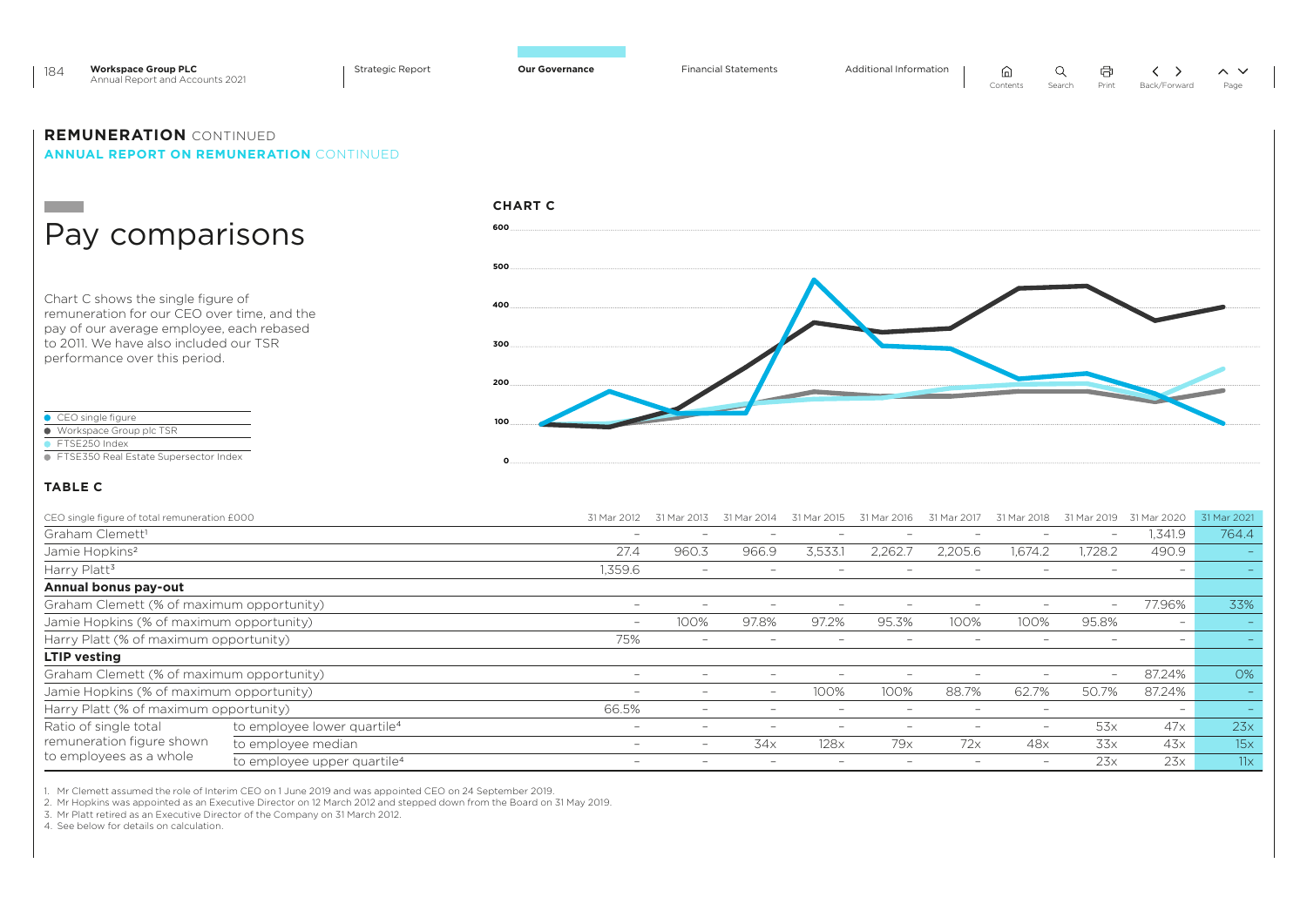## REMUNERATION CONTINUED

### ANNUAL REPORT ON REMUNERATION CONTINUED

# Pay comparisons

Chart C shows the single figure of remuneration for our CEO over time, and the pay of our average employee, each rebased to 2011. We have also included our TSR performance over this period.

**CHART C**

- CEO single figure
- Workspace Group plc TSR
- FTSE250 Index
- FTSE350 Real Estate Supersector Index

**TABLE C**

| CEO single figure of total remuneration £000 | | 31 Mar 2012 | 31 Mar 2013 | 31 Mar 2014 | 31 Mar 2015 | 31 Mar 2016 | 31 Mar 2017 | 31 Mar 2018 | 31 Mar 2019 | 31 Mar 2020 | 31 Mar 2021 |
|---|---|---|---|---|---|---|---|---|---|---|---|
| Graham Clemett[1] | | – | – | – | – | – | – | – | – | 1,341.9 | 764.4 |
| Jamie Hopkins[2] | | 27.4 | 960.3 | 966.9 | 3,533.1 | 2,262.7 | 2,205.6 | 1,674.2 | 1,728.2 | 490.9 | – |
| Harry Platt[3] | | 1,359.6 | – | – | – | – | – | – | – | – | – |
| **Annual bonus pay-out** | | | | | | | | | | | |
| Graham Clemett (% of maximum opportunity) | | – | – | – | – | – | – | – | – | 77.96% | 33% |
| Jamie Hopkins (% of maximum opportunity) | | – | 100% | 97.8% | 97.2% | 95.3% | 100% | 100% | 95.8% | – | – |
| Harry Platt (% of maximum opportunity) | | 75% | – | – | – | – | – | – | – | – | – |
| **LTIP vesting** | | | | | | | | | | | |
| Graham Clemett (% of maximum opportunity) | | – | – | – | – | – | – | – | – | 87.24% | 0% |
| Jamie Hopkins (% of maximum opportunity) | | – | – | – | 100% | 100% | 88.7% | 62.7% | 50.7% | 87.24% | – |
| Harry Platt (% of maximum opportunity) | | 66.5% | – | – | – | – | – | – | – | – | – |
| Ratio of single total remuneration figure shown to employees as a whole | to employee lower quartile[4] | – | – | – | – | – | – | – | 53x | 47x | 23x |
| | to employee median | – | – | 34x | 128x | 79x | 72x | 48x | 33x | 43x | 15x |
| | to employee upper quartile[4] | – | – | – | – | – | – | – | 23x | 23x | 11x |

1. Mr Clemett assumed the role of Interim CEO on 1 June 2019 and was appointed CEO on 24 September 2019.
2. Mr Hopkins was appointed as an Executive Director on 12 March 2012 and stepped down from the Board on 31 May 2019.
3. Mr Platt retired as an Executive Director of the Company on 31 March 2012.
4. See below for details on calculation.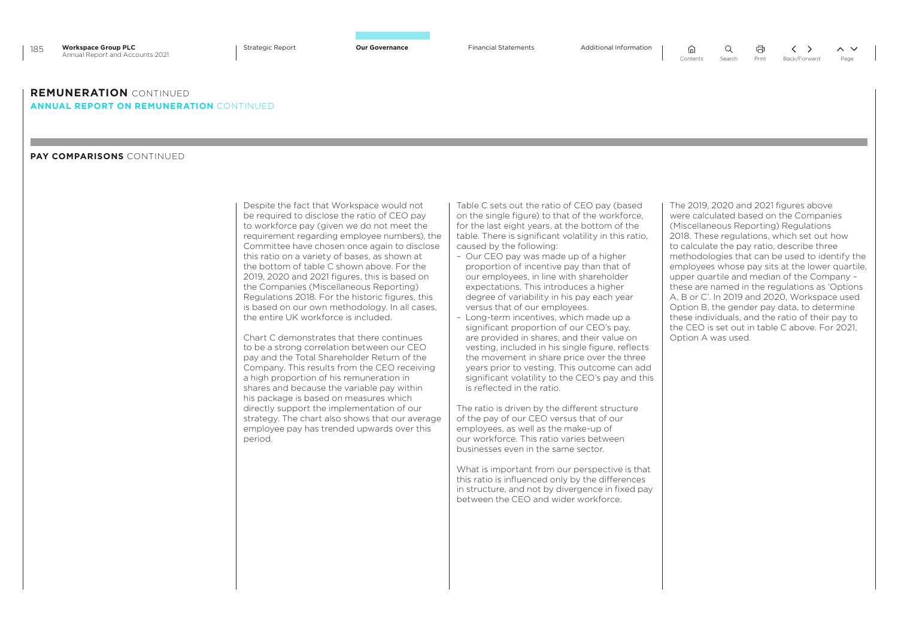## REMUNERATION CONTINUED

### ANNUAL REPORT ON REMUNERATION CONTINUED

#### PAY COMPARISONS CONTINUED

Despite the fact that Workspace would not be required to disclose the ratio of CEO pay to workforce pay (given we do not meet the requirement regarding employee numbers), the Committee have chosen once again to disclose this ratio on a variety of bases, as shown at the bottom of table C shown above. For the 2019, 2020 and 2021 figures, this is based on the Companies (Miscellaneous Reporting) Regulations 2018. For the historic figures, this is based on our own methodology. In all cases, the entire UK workforce is included.

Chart C demonstrates that there continues to be a strong correlation between our CEO pay and the Total Shareholder Return of the Company. This results from the CEO receiving a high proportion of his remuneration in shares and because the variable pay within his package is based on measures which directly support the implementation of our strategy. The chart also shows that our average employee pay has trended upwards over this period.

Table C sets out the ratio of CEO pay (based on the single figure) to that of the workforce, for the last eight years, at the bottom of the table. There is significant volatility in this ratio, caused by the following:

- Our CEO pay was made up of a higher proportion of incentive pay than that of our employees, in line with shareholder expectations. This introduces a higher degree of variability in his pay each year versus that of our employees.
- Long-term incentives, which made up a significant proportion of our CEO's pay, are provided in shares, and their value on vesting, included in his single figure, reflects the movement in share price over the three years prior to vesting. This outcome can add significant volatility to the CEO's pay and this is reflected in the ratio.

The ratio is driven by the different structure of the pay of our CEO versus that of our employees, as well as the make-up of our workforce. This ratio varies between businesses even in the same sector.

What is important from our perspective is that this ratio is influenced only by the differences in structure, and not by divergence in fixed pay between the CEO and wider workforce.

The 2019, 2020 and 2021 figures above were calculated based on the Companies (Miscellaneous Reporting) Regulations 2018. These regulations, which set out how to calculate the pay ratio, describe three methodologies that can be used to identify the employees whose pay sits at the lower quartile, upper quartile and median of the Company – these are named in the regulations as 'Options A, B or C'. In 2019 and 2020, Workspace used Option B, the gender pay data, to determine these individuals, and the ratio of their pay to the CEO is set out in table C above. For 2021, Option A was used.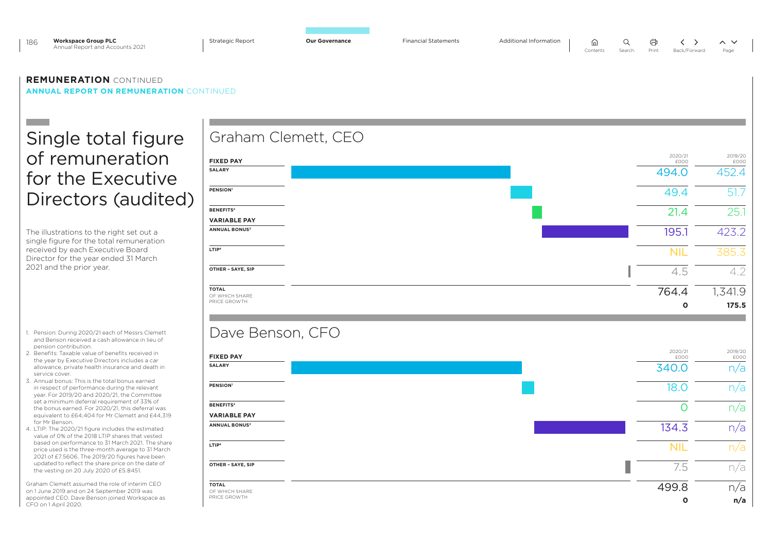## REMUNERATION CONTINUED

### ANNUAL REPORT ON REMUNERATION CONTINUED

# Single total figure of remuneration for the Executive Directors (audited)

The illustrations to the right set out a single figure for the total remuneration received by each Executive Board Director for the year ended 31 March 2021 and the prior year.

## Graham Clemett, CEO

| | 2020/21 £000 | 2019/20 £000 |
|---|---|---|
| **FIXED PAY** | | |
| SALARY | 494.0 | 452.4 |
| PENSION[1] | 49.4 | 51.7 |
| BENEFITS[2] | 21.4 | 25.1 |
| **VARIABLE PAY** | | |
| ANNUAL BONUS[3] | 195.1 | 423.2 |
| LTIP[4] | NIL | 385.3 |
| OTHER – SAYE, SIP | 4.5 | 4.2 |
| **TOTAL** | 764.4 | 1,341.9 |
| OF WHICH SHARE PRICE GROWTH | **0** | **175.5** |

## Dave Benson, CFO

| | 2020/21 £000 | 2019/20 £000 |
|---|---|---|
| **FIXED PAY** | | |
| SALARY | 340.0 | n/a |
| PENSION[1] | 18.0 | n/a |
| BENEFITS[2] | 0 | n/a |
| **VARIABLE PAY** | | |
| ANNUAL BONUS[3] | 134.3 | n/a |
| LTIP[4] | NIL | n/a |
| OTHER – SAYE, SIP | 7.5 | n/a |
| **TOTAL** | 499.8 | n/a |
| OF WHICH SHARE PRICE GROWTH | **0** | **n/a** |

1. Pension: During 2020/21 each of Messrs Clemett and Benson received a cash allowance in lieu of pension contribution.
2. Benefits: Taxable value of benefits received in the year by Executive Directors includes a car allowance, private health insurance and death in service cover.
3. Annual bonus: This is the total bonus earned in respect of performance during the relevant year. For 2019/20 and 2020/21, the Committee set a minimum deferral requirement of 33% of the bonus earned. For 2020/21, this deferral was equivalent to £64,404 for Mr Clemett and £44,319 for Mr Benson.
4. LTIP: The 2020/21 figure includes the estimated value of 0% of the 2018 LTIP shares that vested based on performance to 31 March 2021. The share price used is the three-month average to 31 March 2021 of £7.5606. The 2019/20 figures have been updated to reflect the share price on the date of the vesting on 20 July 2020 of £5.8451.

Graham Clemett assumed the role of interim CEO on 1 June 2019 and on 24 September 2019 was appointed CEO. Dave Benson joined Workspace as CFO on 1 April 2020.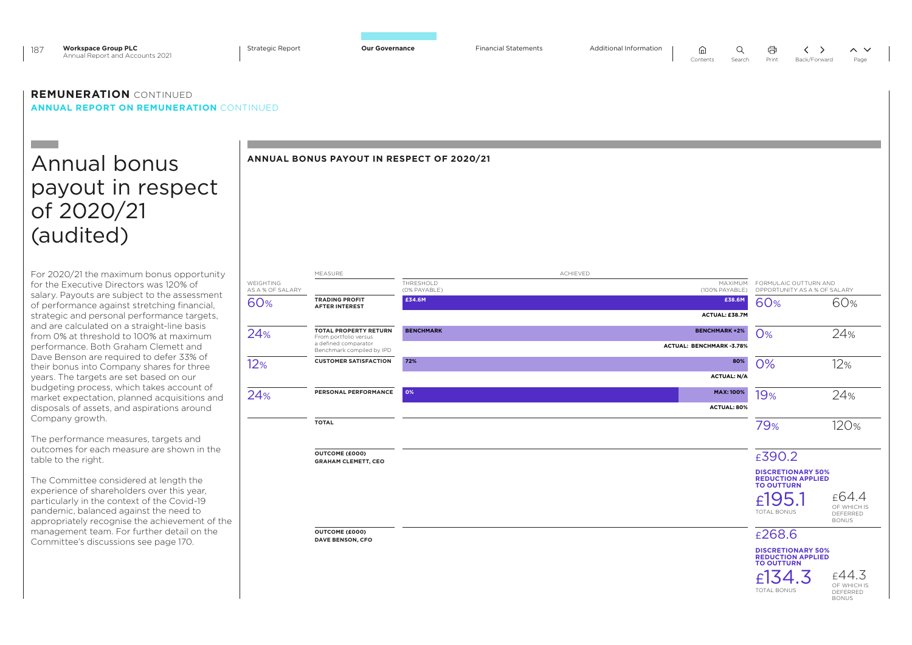## REMUNERATION CONTINUED

### ANNUAL REPORT ON REMUNERATION CONTINUED

# Annual bonus payout in respect of 2020/21 (audited)

For 2020/21 the maximum bonus opportunity for the Executive Directors was 120% of salary. Payouts are subject to the assessment of performance against stretching financial, strategic and personal performance targets, and are calculated on a straight-line basis from 0% at threshold to 100% at maximum performance. Both Graham Clemett and Dave Benson are required to defer 33% of their bonus into Company shares for three years. The targets are set based on our budgeting process, which takes account of market expectation, planned acquisitions and disposals of assets, and aspirations around Company growth.

The performance measures, targets and outcomes for each measure are shown in the table to the right.

The Committee considered at length the experience of shareholders over this year, particularly in the context of the Covid-19 pandemic, balanced against the need to appropriately recognise the achievement of the management team. For further detail on the Committee's discussions see page 170.

## ANNUAL BONUS PAYOUT IN RESPECT OF 2020/21

| Weighting as a % of salary | Measure | Threshold (0% payable) | Maximum (100% payable) | Actual | Formulaic outturn | Opportunity as a % of salary |
|---|---|---|---|---|---|---|
| 60% | Trading profit after interest | £34.6M | £38.6M | Actual: £38.7M | 60% | 60% |
| 24% | Total property return From portfolio versus a defined comparator Benchmark compiled by IPD | Benchmark | Benchmark +2% | Actual: Benchmark -3.78% | 0% | 24% |
| 12% | Customer satisfaction | 72% | 80% | Actual: N/A | 0% | 12% |
| 24% | Personal performance | 0% | Max: 100% | Actual: 80% | 19% | 24% |
| | Total | | | | 79% | 120% |

**Outcome (£000) Graham Clemett, CEO**

£390.2

**DISCRETIONARY 50% REDUCTION APPLIED TO OUTTURN**

£195.1 Total bonus

£64.4 of which is deferred bonus

**Outcome (£000) Dave Benson, CFO**

£268.6

**DISCRETIONARY 50% REDUCTION APPLIED TO OUTTURN**

£134.3 Total bonus

£44.3 of which is deferred bonus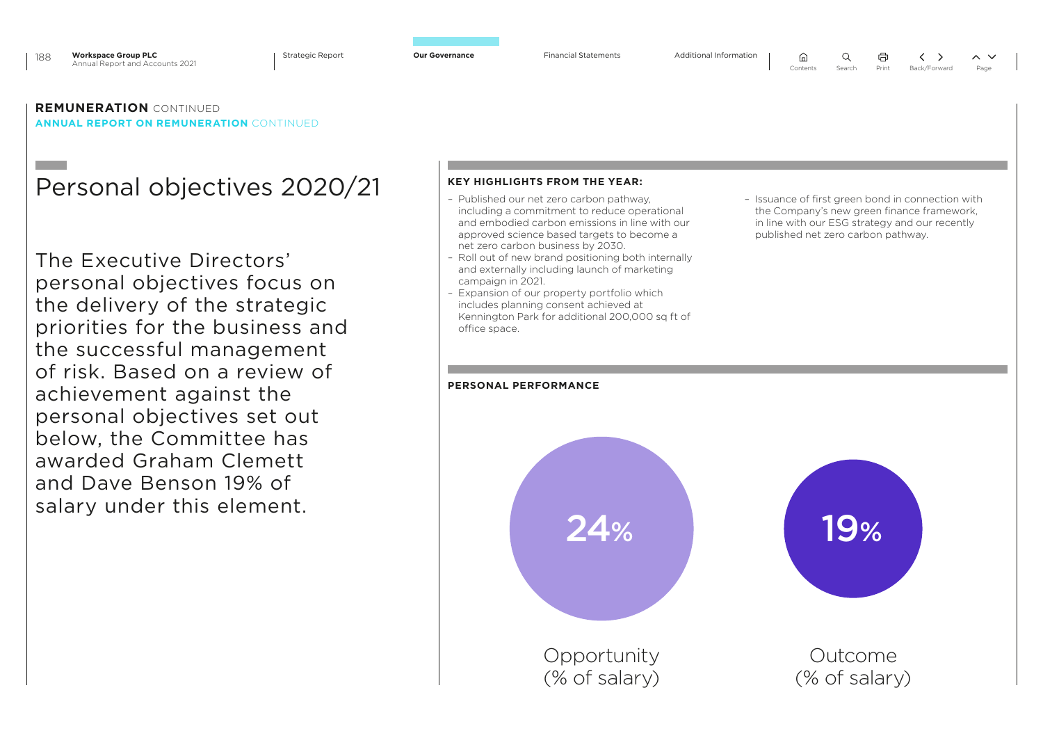**REMUNERATION** CONTINUED
**ANNUAL REPORT ON REMUNERATION** CONTINUED

# Personal objectives 2020/21

The Executive Directors' personal objectives focus on the delivery of the strategic priorities for the business and the successful management of risk. Based on a review of achievement against the personal objectives set out below, the Committee has awarded Graham Clemett and Dave Benson 19% of salary under this element.

**KEY HIGHLIGHTS FROM THE YEAR:**

- Published our net zero carbon pathway, including a commitment to reduce operational and embodied carbon emissions in line with our approved science based targets to become a net zero carbon business by 2030.
- Roll out of new brand positioning both internally and externally including launch of marketing campaign in 2021.
- Expansion of our property portfolio which includes planning consent achieved at Kennington Park for additional 200,000 sq ft of office space.
- Issuance of first green bond in connection with the Company's new green finance framework, in line with our ESG strategy and our recently published net zero carbon pathway.

**PERSONAL PERFORMANCE**

24%
Opportunity (% of salary)

19%
Outcome (% of salary)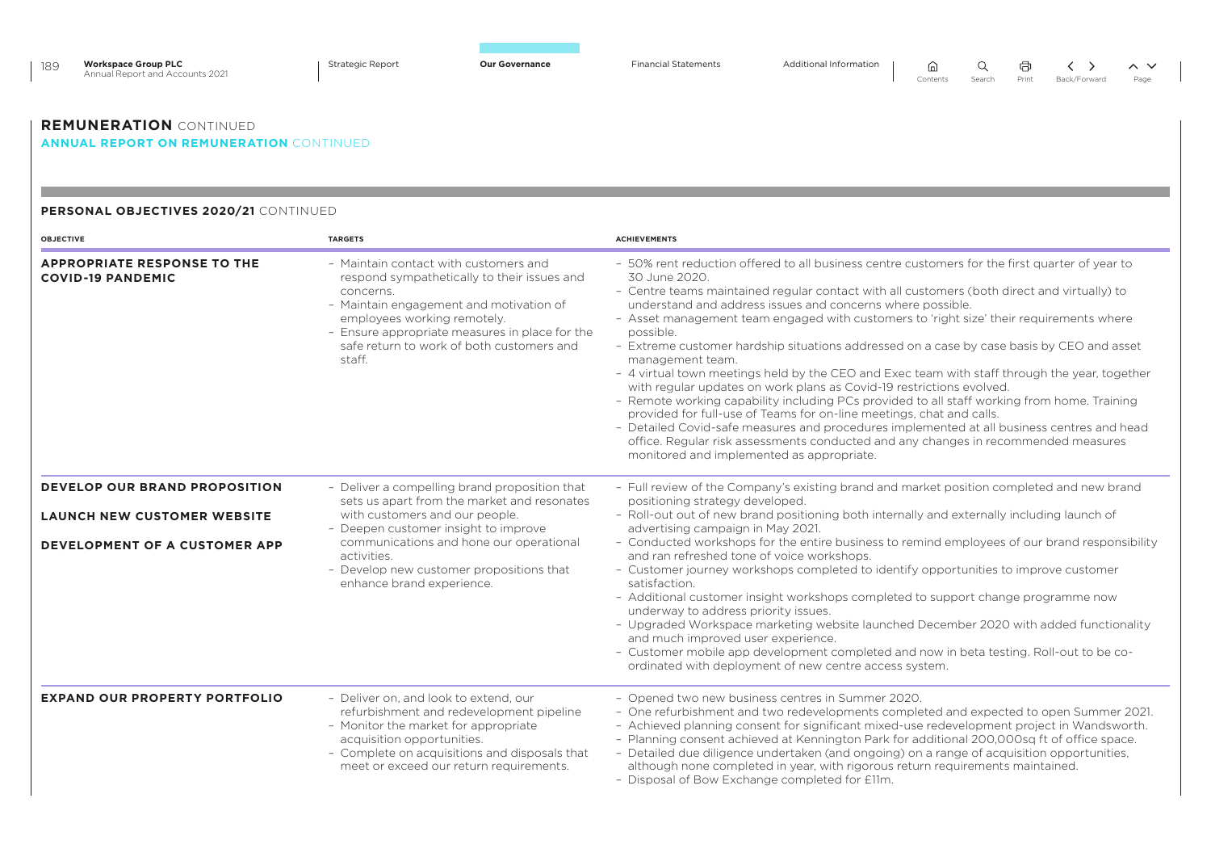## REMUNERATION CONTINUED

### ANNUAL REPORT ON REMUNERATION CONTINUED

#### PERSONAL OBJECTIVES 2020/21 CONTINUED

| OBJECTIVE | TARGETS | ACHIEVEMENTS |
|---|---|---|
| **APPROPRIATE RESPONSE TO THE COVID-19 PANDEMIC** | – Maintain contact with customers and respond sympathetically to their issues and concerns.<br>– Maintain engagement and motivation of employees working remotely.<br>– Ensure appropriate measures in place for the safe return to work of both customers and staff. | – 50% rent reduction offered to all business centre customers for the first quarter of year to 30 June 2020.<br>– Centre teams maintained regular contact with all customers (both direct and virtually) to understand and address issues and concerns where possible.<br>– Asset management team engaged with customers to 'right size' their requirements where possible.<br>– Extreme customer hardship situations addressed on a case by case basis by CEO and asset management team.<br>– 4 virtual town meetings held by the CEO and Exec team with staff through the year, together with regular updates on work plans as Covid-19 restrictions evolved.<br>– Remote working capability including PCs provided to all staff working from home. Training provided for full-use of Teams for on-line meetings, chat and calls.<br>– Detailed Covid-safe measures and procedures implemented at all business centres and head office. Regular risk assessments conducted and any changes in recommended measures monitored and implemented as appropriate. |
| **DEVELOP OUR BRAND PROPOSITION**<br><br>**LAUNCH NEW CUSTOMER WEBSITE**<br><br>**DEVELOPMENT OF A CUSTOMER APP** | – Deliver a compelling brand proposition that sets us apart from the market and resonates with customers and our people.<br>– Deepen customer insight to improve communications and hone our operational activities.<br>– Develop new customer propositions that enhance brand experience. | – Full review of the Company's existing brand and market position completed and new brand positioning strategy developed.<br>– Roll-out out of new brand positioning both internally and externally including launch of advertising campaign in May 2021.<br>– Conducted workshops for the entire business to remind employees of our brand responsibility and ran refreshed tone of voice workshops.<br>– Customer journey workshops completed to identify opportunities to improve customer satisfaction.<br>– Additional customer insight workshops completed to support change programme now underway to address priority issues.<br>– Upgraded Workspace marketing website launched December 2020 with added functionality and much improved user experience.<br>– Customer mobile app development completed and now in beta testing. Roll-out to be co-ordinated with deployment of new centre access system. |
| **EXPAND OUR PROPERTY PORTFOLIO** | – Deliver on, and look to extend, our refurbishment and redevelopment pipeline<br>– Monitor the market for appropriate acquisition opportunities.<br>– Complete on acquisitions and disposals that meet or exceed our return requirements. | – Opened two new business centres in Summer 2020.<br>– One refurbishment and two redevelopments completed and expected to open Summer 2021.<br>– Achieved planning consent for significant mixed-use redevelopment project in Wandsworth.<br>– Planning consent achieved at Kennington Park for additional 200,000sq ft of office space.<br>– Detailed due diligence undertaken (and ongoing) on a range of acquisition opportunities, although none completed in year, with rigorous return requirements maintained.<br>– Disposal of Bow Exchange completed for £11m. |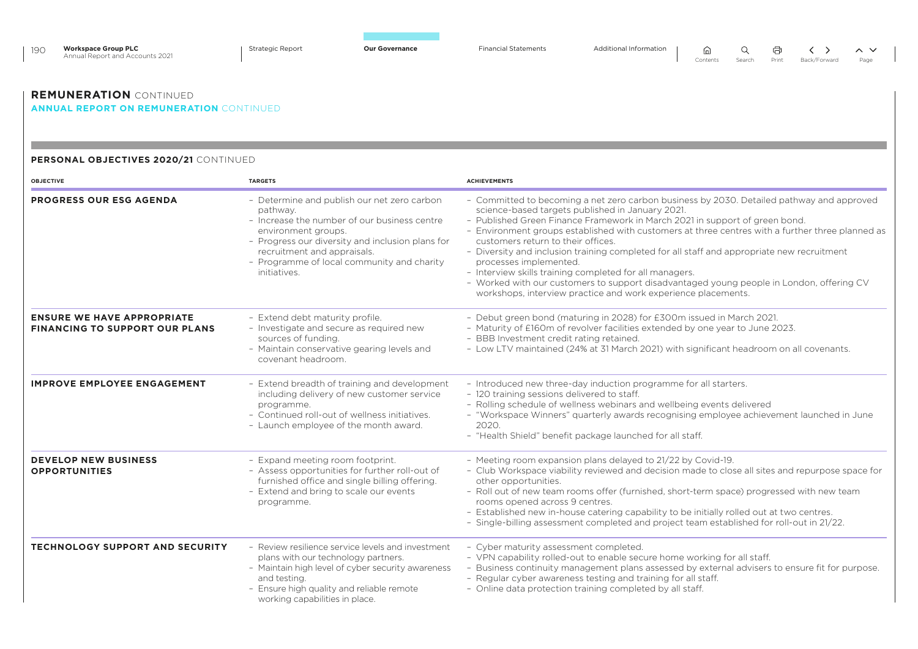## REMUNERATION CONTINUED

### ANNUAL REPORT ON REMUNERATION CONTINUED

#### PERSONAL OBJECTIVES 2020/21 CONTINUED

| OBJECTIVE | TARGETS | ACHIEVEMENTS |
|---|---|---|
| **PROGRESS OUR ESG AGENDA** | – Determine and publish our net zero carbon pathway.<br>– Increase the number of our business centre environment groups.<br>– Progress our diversity and inclusion plans for recruitment and appraisals.<br>– Programme of local community and charity initiatives. | – Committed to becoming a net zero carbon business by 2030. Detailed pathway and approved science-based targets published in January 2021.<br>– Published Green Finance Framework in March 2021 in support of green bond.<br>– Environment groups established with customers at three centres with a further three planned as customers return to their offices.<br>– Diversity and inclusion training completed for all staff and appropriate new recruitment processes implemented.<br>– Interview skills training completed for all managers.<br>– Worked with our customers to support disadvantaged young people in London, offering CV workshops, interview practice and work experience placements. |
| **ENSURE WE HAVE APPROPRIATE FINANCING TO SUPPORT OUR PLANS** | – Extend debt maturity profile.<br>– Investigate and secure as required new sources of funding.<br>– Maintain conservative gearing levels and covenant headroom. | – Debut green bond (maturing in 2028) for £300m issued in March 2021.<br>– Maturity of £160m of revolver facilities extended by one year to June 2023.<br>– BBB Investment credit rating retained.<br>– Low LTV maintained (24% at 31 March 2021) with significant headroom on all covenants. |
| **IMPROVE EMPLOYEE ENGAGEMENT** | – Extend breadth of training and development including delivery of new customer service programme.<br>– Continued roll-out of wellness initiatives.<br>– Launch employee of the month award. | – Introduced new three-day induction programme for all starters.<br>– 120 training sessions delivered to staff.<br>– Rolling schedule of wellness webinars and wellbeing events delivered<br>– "Workspace Winners" quarterly awards recognising employee achievement launched in June 2020.<br>– "Health Shield" benefit package launched for all staff. |
| **DEVELOP NEW BUSINESS OPPORTUNITIES** | – Expand meeting room footprint.<br>– Assess opportunities for further roll-out of furnished office and single billing offering.<br>– Extend and bring to scale our events programme. | – Meeting room expansion plans delayed to 21/22 by Covid-19.<br>– Club Workspace viability reviewed and decision made to close all sites and repurpose space for other opportunities.<br>– Roll out of new team rooms offer (furnished, short-term space) progressed with new team rooms opened across 9 centres.<br>– Established new in-house catering capability to be initially rolled out at two centres.<br>– Single-billing assessment completed and project team established for roll-out in 21/22. |
| **TECHNOLOGY SUPPORT AND SECURITY** | – Review resilience service levels and investment plans with our technology partners.<br>– Maintain high level of cyber security awareness and testing.<br>– Ensure high quality and reliable remote working capabilities in place. | – Cyber maturity assessment completed.<br>– VPN capability rolled-out to enable secure home working for all staff.<br>– Business continuity management plans assessed by external advisers to ensure fit for purpose.<br>– Regular cyber awareness testing and training for all staff.<br>– Online data protection training completed by all staff. |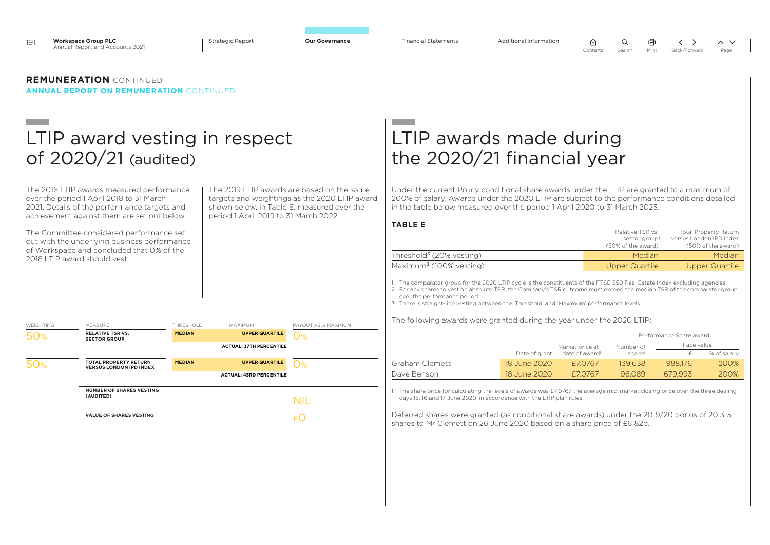**REMUNERATION** CONTINUED

**ANNUAL REPORT ON REMUNERATION** CONTINUED

# LTIP award vesting in respect of 2020/21 (audited)

The 2018 LTIP awards measured performance over the period 1 April 2018 to 31 March 2021. Details of the performance targets and achievement against them are set out below.

The Committee considered performance set out with the underlying business performance of Workspace and concluded that 0% of the 2018 LTIP award should vest.

The 2019 LTIP awards are based on the same targets and weightings as the 2020 LTIP award shown below, in Table E, measured over the period 1 April 2019 to 31 March 2022.

| WEIGHTING | MEASURE | THRESHOLD | MAXIMUM | PAYOUT AS % MAXIMUM |
|---|---|---|---|---|
| 50% | **RELATIVE TSR VS. SECTOR GROUP** | **MEDIAN** | **UPPER QUARTILE** | 0% |
| | | | **ACTUAL: 37TH PERCENTILE** | |
| 50% | **TOTAL PROPERTY RETURN VERSUS LONDON IPD INDEX** | **MEDIAN** | **UPPER QUARTILE** | 0% |
| | | | **ACTUAL: 43RD PERCENTILE** | |
| | **NUMBER OF SHARES VESTING (AUDITED)** | | | NIL |
| | **VALUE OF SHARES VESTING** | | | £0 |

# LTIP awards made during the 2020/21 financial year

Under the current Policy conditional share awards under the LTIP are granted to a maximum of 200% of salary. Awards under the 2020 LTIP are subject to the performance conditions detailed in the table below measured over the period 1 April 2020 to 31 March 2023.

**TABLE E**

| | Relative TSR vs. sector group[1] (50% of the award) | Total Property Return versus London IPD index (50% of the award) |
|---|---|---|
| Threshold[3] (20% vesting) | Median | Median |
| Maximum[3] (100% vesting) | Upper Quartile | Upper Quartile |

1. The comparator group for the 2020 LTIP cycle is the constituents of the FTSE 350 Real Estate Index excluding agencies.
2. For any shares to vest on absolute TSR, the Company's TSR outcome must exceed the median TSR of the comparator group over the performance period.
3. There is straight-line vesting between the 'Threshold' and 'Maximum' performance levels.

The following awards were granted during the year under the 2020 LTIP:

| | | | Performance Share award | | |
|---|---|---|---|---|---|
| | | | | Face value | |
| | Date of grant | Market price at date of award[1] | Number of shares | £ | % of salary |
| Graham Clemett | 18 June 2020 | £7.0767 | 139,638 | 988,176 | 200% |
| Dave Benson | 18 June 2020 | £7.0767 | 96,089 | 679,993 | 200% |

1. The share price for calculating the levels of awards was £7.0767 the average mid-market closing price over the three dealing days 15, 16 and 17 June 2020, in accordance with the LTIP plan rules.

Deferred shares were granted (as conditional share awards) under the 2019/20 bonus of 20,315 shares to Mr Clemett on 26 June 2020 based on a share price of £6.82p.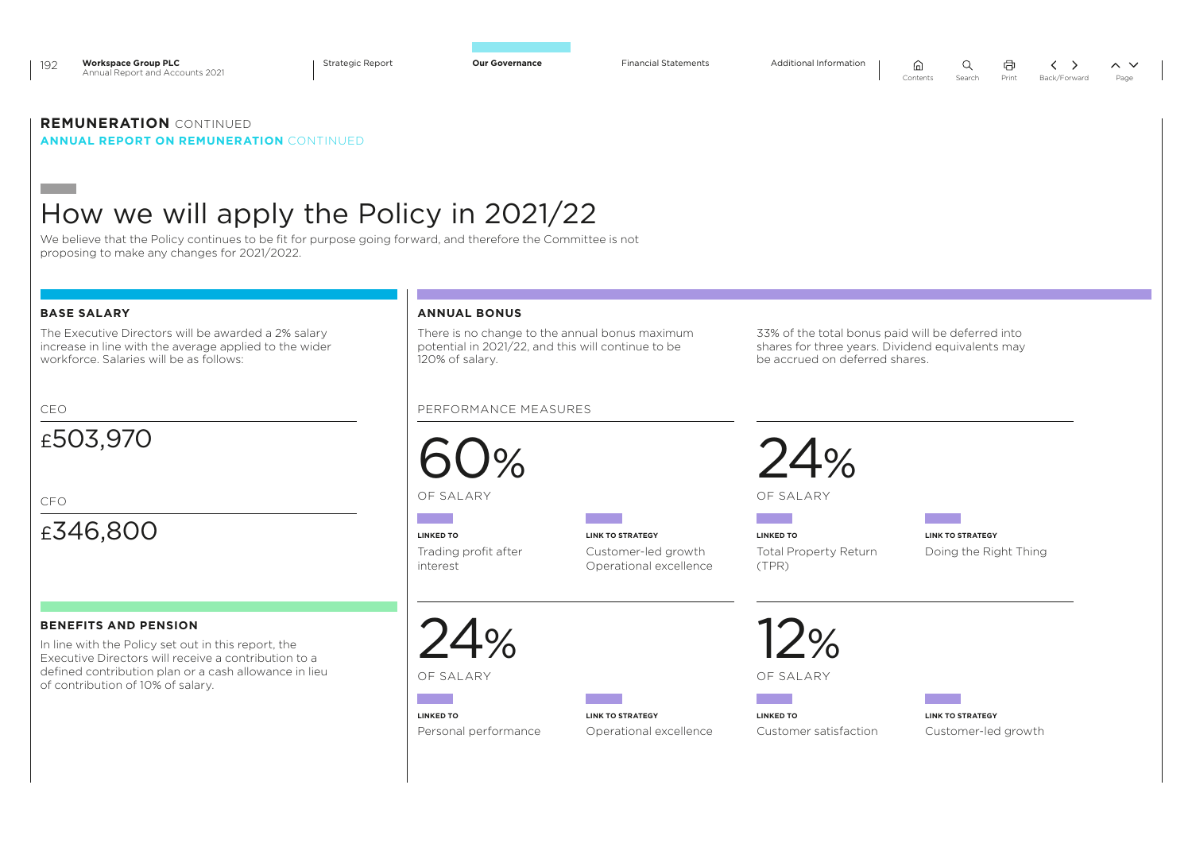**REMUNERATION** CONTINUED

**ANNUAL REPORT ON REMUNERATION** CONTINUED

# How we will apply the Policy in 2021/22

We believe that the Policy continues to be fit for purpose going forward, and therefore the Committee is not proposing to make any changes for 2021/2022.

### BASE SALARY

The Executive Directors will be awarded a 2% salary increase in line with the average applied to the wider workforce. Salaries will be as follows:

CEO

£503,970

CFO

£346,800

### BENEFITS AND PENSION

In line with the Policy set out in this report, the Executive Directors will receive a contribution to a defined contribution plan or a cash allowance in lieu of contribution of 10% of salary.

### ANNUAL BONUS

There is no change to the annual bonus maximum potential in 2021/22, and this will continue to be 120% of salary.

33% of the total bonus paid will be deferred into shares for three years. Dividend equivalents may be accrued on deferred shares.

PERFORMANCE MEASURES

| Weighting | Linked to | Link to strategy |
|---|---|---|
| 60% of salary | Trading profit after interest | Customer-led growth, Operational excellence |
| 24% of salary | Total Property Return (TPR) | Doing the Right Thing |
| 24% of salary | Personal performance | Operational excellence |
| 12% of salary | Customer satisfaction | Customer-led growth |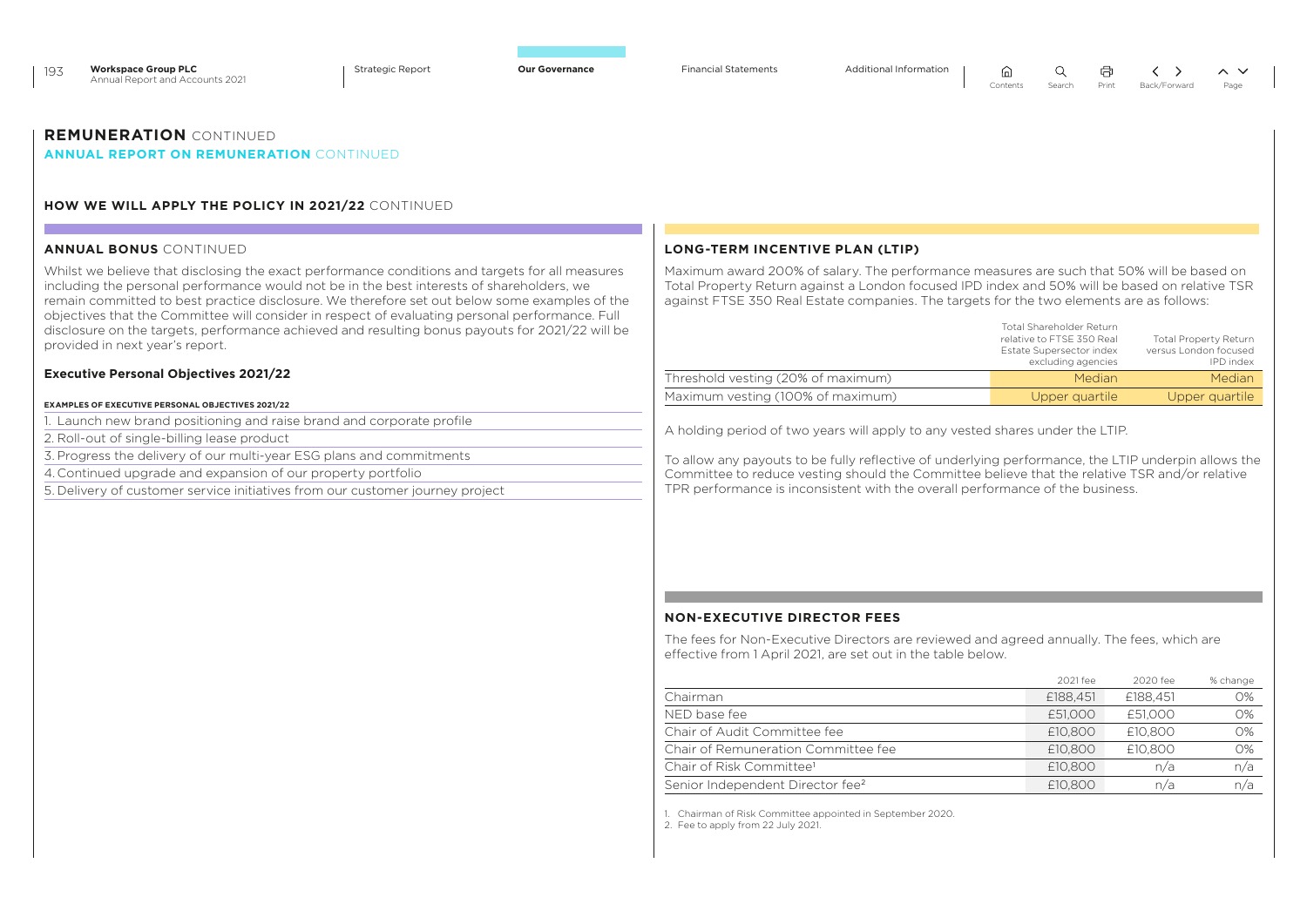# REMUNERATION CONTINUED

## ANNUAL REPORT ON REMUNERATION CONTINUED

### HOW WE WILL APPLY THE POLICY IN 2021/22 CONTINUED

#### ANNUAL BONUS CONTINUED

Whilst we believe that disclosing the exact performance conditions and targets for all measures including the personal performance would not be in the best interests of shareholders, we remain committed to best practice disclosure. We therefore set out below some examples of the objectives that the Committee will consider in respect of evaluating personal performance. Full disclosure on the targets, performance achieved and resulting bonus payouts for 2021/22 will be provided in next year's report.

**Executive Personal Objectives 2021/22**

| EXAMPLES OF EXECUTIVE PERSONAL OBJECTIVES 2021/22 |
|---|
| 1. Launch new brand positioning and raise brand and corporate profile |
| 2. Roll-out of single-billing lease product |
| 3. Progress the delivery of our multi-year ESG plans and commitments |
| 4. Continued upgrade and expansion of our property portfolio |
| 5. Delivery of customer service initiatives from our customer journey project |

#### LONG-TERM INCENTIVE PLAN (LTIP)

Maximum award 200% of salary. The performance measures are such that 50% will be based on Total Property Return against a London focused IPD index and 50% will be based on relative TSR against FTSE 350 Real Estate companies. The targets for the two elements are as follows:

| | Total Shareholder Return relative to FTSE 350 Real Estate Supersector index excluding agencies | Total Property Return versus London focused IPD index |
|---|---|---|
| Threshold vesting (20% of maximum) | Median | Median |
| Maximum vesting (100% of maximum) | Upper quartile | Upper quartile |

A holding period of two years will apply to any vested shares under the LTIP.

To allow any payouts to be fully reflective of underlying performance, the LTIP underpin allows the Committee to reduce vesting should the Committee believe that the relative TSR and/or relative TPR performance is inconsistent with the overall performance of the business.

#### NON-EXECUTIVE DIRECTOR FEES

The fees for Non-Executive Directors are reviewed and agreed annually. The fees, which are effective from 1 April 2021, are set out in the table below.

| | 2021 fee | 2020 fee | % change |
|---|---|---|---|
| Chairman | £188,451 | £188,451 | 0% |
| NED base fee | £51,000 | £51,000 | 0% |
| Chair of Audit Committee fee | £10,800 | £10,800 | 0% |
| Chair of Remuneration Committee fee | £10,800 | £10,800 | 0% |
| Chair of Risk Committee[1] | £10,800 | n/a | n/a |
| Senior Independent Director fee[2] | £10,800 | n/a | n/a |

1. Chairman of Risk Committee appointed in September 2020.
2. Fee to apply from 22 July 2021.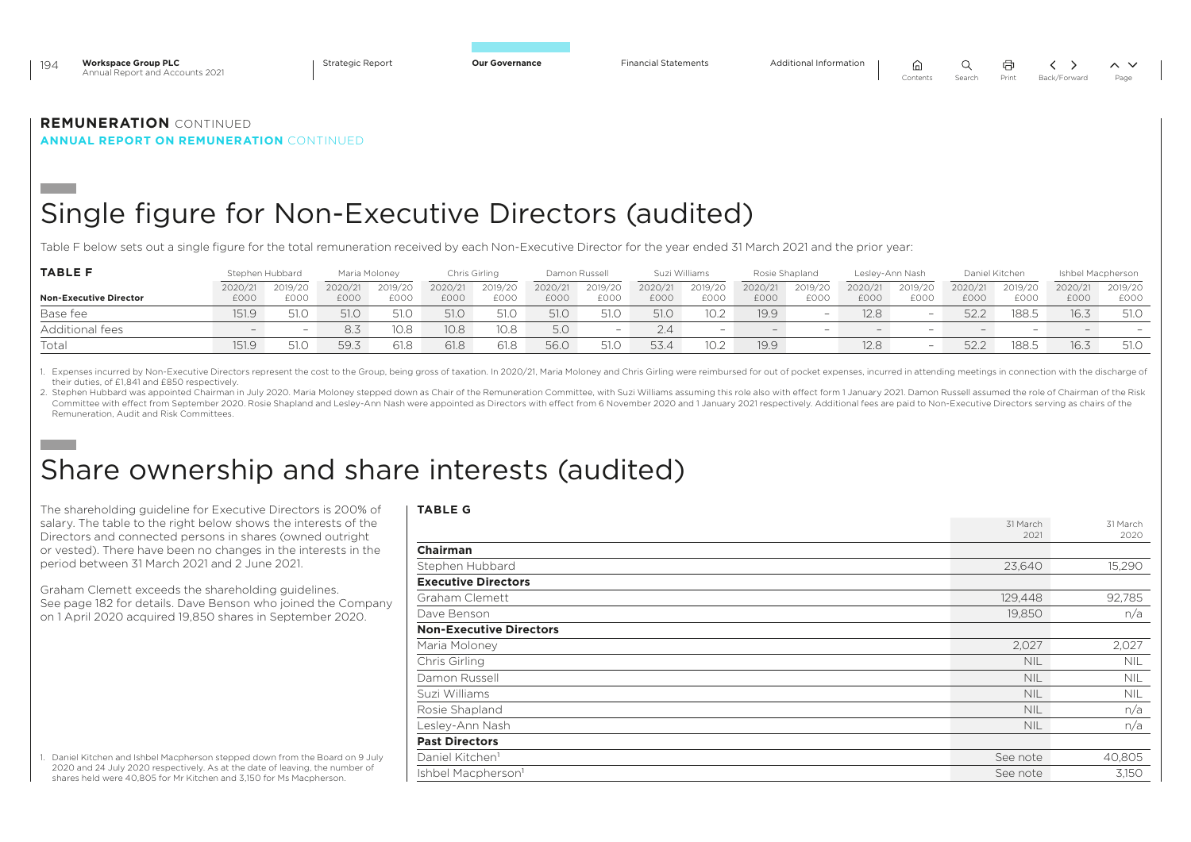**REMUNERATION** CONTINUED

**ANNUAL REPORT ON REMUNERATION** CONTINUED

# Single figure for Non-Executive Directors (audited)

Table F below sets out a single figure for the total remuneration received by each Non-Executive Director for the year ended 31 March 2021 and the prior year:

**TABLE F**

| | Stephen Hubbard | | Maria Moloney | | Chris Girling | | Damon Russell | | Suzi Williams | | Rosie Shapland | | Lesley-Ann Nash | | Daniel Kitchen | | Ishbel Macpherson | |
|---|---|---|---|---|---|---|---|---|---|---|---|---|---|---|---|---|---|---|
| **Non-Executive Director** | 2020/21 £000 | 2019/20 £000 | 2020/21 £000 | 2019/20 £000 | 2020/21 £000 | 2019/20 £000 | 2020/21 £000 | 2019/20 £000 | 2020/21 £000 | 2019/20 £000 | 2020/21 £000 | 2019/20 £000 | 2020/21 £000 | 2019/20 £000 | 2020/21 £000 | 2019/20 £000 | 2020/21 £000 | 2019/20 £000 |
| Base fee | 151.9 | 51.0 | 51.0 | 51.0 | 51.0 | 51.0 | 51.0 | 51.0 | 51.0 | 10.2 | 19.9 | – | 12.8 | – | 52.2 | 188.5 | 16.3 | 51.0 |
| Additional fees | – | – | 8.3 | 10.8 | 10.8 | 10.8 | 5.0 | – | 2.4 | – | – | – | – | – | – | – | – | – |
| Total | 151.9 | 51.0 | 59.3 | 61.8 | 61.8 | 61.8 | 56.0 | 51.0 | 53.4 | 10.2 | 19.9 | | 12.8 | – | 52.2 | 188.5 | 16.3 | 51.0 |

1. Expenses incurred by Non-Executive Directors represent the cost to the Group, being gross of taxation. In 2020/21, Maria Moloney and Chris Girling were reimbursed for out of pocket expenses, incurred in attending meetings in connection with the discharge of their duties, of £1,841 and £850 respectively.
2. Stephen Hubbard was appointed Chairman in July 2020. Maria Moloney stepped down as Chair of the Remuneration Committee, with Suzi Williams assuming this role also with effect form 1 January 2021. Damon Russell assumed the role of Chairman of the Risk Committee with effect from September 2020. Rosie Shapland and Lesley-Ann Nash were appointed as Directors with effect from 6 November 2020 and 1 January 2021 respectively. Additional fees are paid to Non-Executive Directors serving as chairs of the Remuneration, Audit and Risk Committees.

# Share ownership and share interests (audited)

The shareholding guideline for Executive Directors is 200% of salary. The table to the right below shows the interests of the Directors and connected persons in shares (owned outright or vested). There have been no changes in the interests in the period between 31 March 2021 and 2 June 2021.

Graham Clemett exceeds the shareholding guidelines. See page 182 for details. Dave Benson who joined the Company on 1 April 2020 acquired 19,850 shares in September 2020.

**TABLE G**

| | 31 March 2021 | 31 March 2020 |
|---|---|---|
| **Chairman** | | |
| Stephen Hubbard | 23,640 | 15,290 |
| **Executive Directors** | | |
| Graham Clemett | 129,448 | 92,785 |
| Dave Benson | 19,850 | n/a |
| **Non-Executive Directors** | | |
| Maria Moloney | 2,027 | 2,027 |
| Chris Girling | NIL | NIL |
| Damon Russell | NIL | NIL |
| Suzi Williams | NIL | NIL |
| Rosie Shapland | NIL | n/a |
| Lesley-Ann Nash | NIL | n/a |
| **Past Directors** | | |
| Daniel Kitchen[1] | See note | 40,805 |
| Ishbel Macpherson[1] | See note | 3,150 |

1. Daniel Kitchen and Ishbel Macpherson stepped down from the Board on 9 July 2020 and 24 July 2020 respectively. As at the date of leaving, the number of shares held were 40,805 for Mr Kitchen and 3,150 for Ms Macpherson.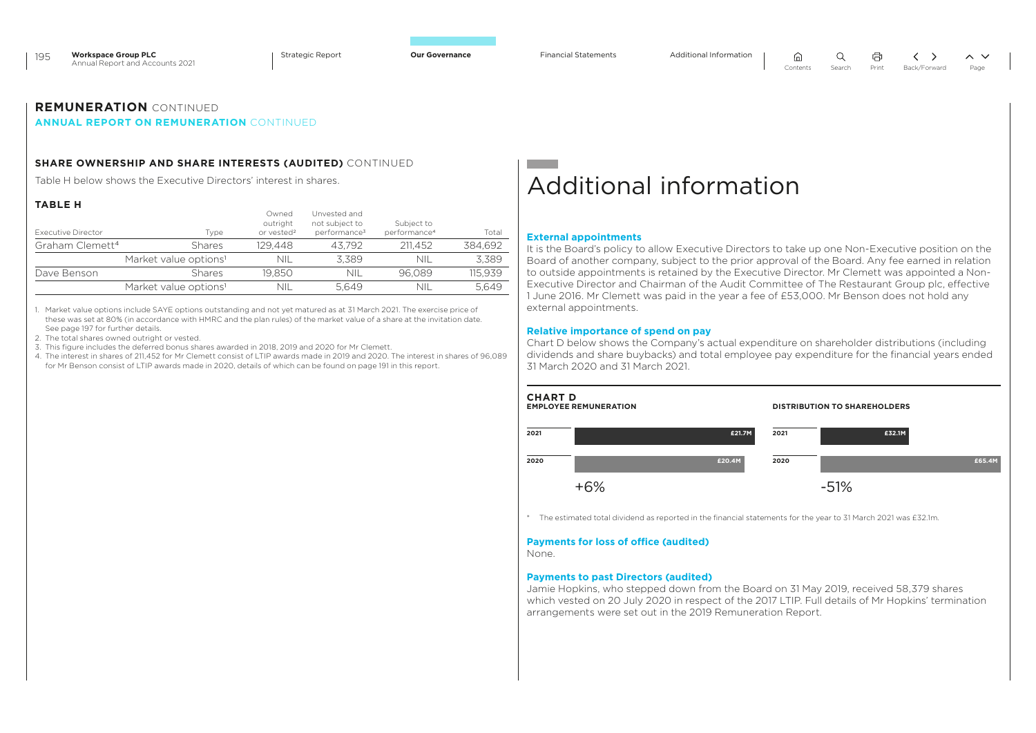## REMUNERATION CONTINUED

### ANNUAL REPORT ON REMUNERATION CONTINUED

#### SHARE OWNERSHIP AND SHARE INTERESTS (AUDITED) CONTINUED

Table H below shows the Executive Directors' interest in shares.

**TABLE H**

| Executive Director | Type | Owned outright or vested[2] | Unvested and not subject to performance[3] | Subject to performance[4] | Total |
|---|---|---|---|---|---|
| Graham Clemett[4] | Shares | 129,448 | 43,792 | 211,452 | 384,692 |
| | Market value options[1] | NIL | 3,389 | NIL | 3,389 |
| Dave Benson | Shares | 19,850 | NIL | 96,089 | 115,939 |
| | Market value options[1] | NIL | 5,649 | NIL | 5,649 |

1. Market value options include SAYE options outstanding and not yet matured as at 31 March 2021. The exercise price of these was set at 80% (in accordance with HMRC and the plan rules) of the market value of a share at the invitation date. See page 197 for further details.
2. The total shares owned outright or vested.
3. This figure includes the deferred bonus shares awarded in 2018, 2019 and 2020 for Mr Clemett.
4. The interest in shares of 211,452 for Mr Clemett consist of LTIP awards made in 2019 and 2020. The interest in shares of 96,089 for Mr Benson consist of LTIP awards made in 2020, details of which can be found on page 191 in this report.

# Additional information

**External appointments**

It is the Board's policy to allow Executive Directors to take up one Non-Executive position on the Board of another company, subject to the prior approval of the Board. Any fee earned in relation to outside appointments is retained by the Executive Director. Mr Clemett was appointed a Non-Executive Director and Chairman of the Audit Committee of The Restaurant Group plc, effective 1 June 2016. Mr Clemett was paid in the year a fee of £53,000. Mr Benson does not hold any external appointments.

**Relative importance of spend on pay**

Chart D below shows the Company's actual expenditure on shareholder distributions (including dividends and share buybacks) and total employee pay expenditure for the financial years ended 31 March 2020 and 31 March 2021.

**CHART D**

| | EMPLOYEE REMUNERATION | DISTRIBUTION TO SHAREHOLDERS |
|---|---|---|
| 2021 | £21.7M | £32.1M |
| 2020 | £20.4M | £65.4M |
| Change | +6% | -51% |

\* The estimated total dividend as reported in the financial statements for the year to 31 March 2021 was £32.1m.

**Payments for loss of office (audited)**

None.

**Payments to past Directors (audited)**

Jamie Hopkins, who stepped down from the Board on 31 May 2019, received 58,379 shares which vested on 20 July 2020 in respect of the 2017 LTIP. Full details of Mr Hopkins' termination arrangements were set out in the 2019 Remuneration Report.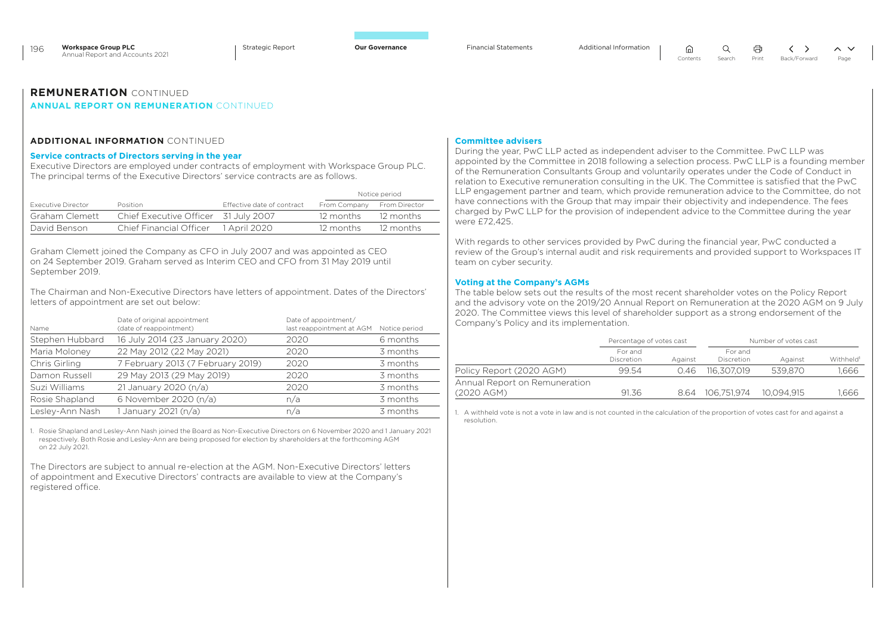## REMUNERATION CONTINUED

### ANNUAL REPORT ON REMUNERATION CONTINUED

### ADDITIONAL INFORMATION CONTINUED

#### Service contracts of Directors serving in the year

Executive Directors are employed under contracts of employment with Workspace Group PLC. The principal terms of the Executive Directors' service contracts are as follows.

| | | | Notice period | |
|---|---|---|---|---|
| Executive Director | Position | Effective date of contract | From Company | From Director |
| Graham Clemett | Chief Executive Officer | 31 July 2007 | 12 months | 12 months |
| David Benson | Chief Financial Officer | 1 April 2020 | 12 months | 12 months |

Graham Clemett joined the Company as CFO in July 2007 and was appointed as CEO on 24 September 2019. Graham served as Interim CEO and CFO from 31 May 2019 until September 2019.

The Chairman and Non-Executive Directors have letters of appointment. Dates of the Directors' letters of appointment are set out below:

| Name | Date of original appointment (date of reappointment) | Date of appointment/ last reappointment at AGM | Notice period |
|---|---|---|---|
| Stephen Hubbard | 16 July 2014 (23 January 2020) | 2020 | 6 months |
| Maria Moloney | 22 May 2012 (22 May 2021) | 2020 | 3 months |
| Chris Girling | 7 February 2013 (7 February 2019) | 2020 | 3 months |
| Damon Russell | 29 May 2013 (29 May 2019) | 2020 | 3 months |
| Suzi Williams | 21 January 2020 (n/a) | 2020 | 3 months |
| Rosie Shapland | 6 November 2020 (n/a) | n/a | 3 months |
| Lesley-Ann Nash | 1 January 2021 (n/a) | n/a | 3 months |

1. Rosie Shapland and Lesley-Ann Nash joined the Board as Non-Executive Directors on 6 November 2020 and 1 January 2021 respectively. Both Rosie and Lesley-Ann are being proposed for election by shareholders at the forthcoming AGM on 22 July 2021.

The Directors are subject to annual re-election at the AGM. Non-Executive Directors' letters of appointment and Executive Directors' contracts are available to view at the Company's registered office.

#### Committee advisers

During the year, PwC LLP acted as independent adviser to the Committee. PwC LLP was appointed by the Committee in 2018 following a selection process. PwC LLP is a founding member of the Remuneration Consultants Group and voluntarily operates under the Code of Conduct in relation to Executive remuneration consulting in the UK. The Committee is satisfied that the PwC LLP engagement partner and team, which provide remuneration advice to the Committee, do not have connections with the Group that may impair their objectivity and independence. The fees charged by PwC LLP for the provision of independent advice to the Committee during the year were £72,425.

With regards to other services provided by PwC during the financial year, PwC conducted a review of the Group's internal audit and risk requirements and provided support to Workspaces IT team on cyber security.

#### Voting at the Company's AGMs

The table below sets out the results of the most recent shareholder votes on the Policy Report and the advisory vote on the 2019/20 Annual Report on Remuneration at the 2020 AGM on 9 July 2020. The Committee views this level of shareholder support as a strong endorsement of the Company's Policy and its implementation.

| | Percentage of votes cast | | Number of votes cast | | |
|---|---|---|---|---|---|
| | For and Discretion | Against | For and Discretion | Against | Withheld[1] |
| Policy Report (2020 AGM) | 99.54 | 0.46 | 116,307,019 | 539,870 | 1,666 |
| Annual Report on Remuneration (2020 AGM) | 91.36 | 8.64 | 106,751,974 | 10,094,915 | 1,666 |

1. A withheld vote is not a vote in law and is not counted in the calculation of the proportion of votes cast for and against a resolution.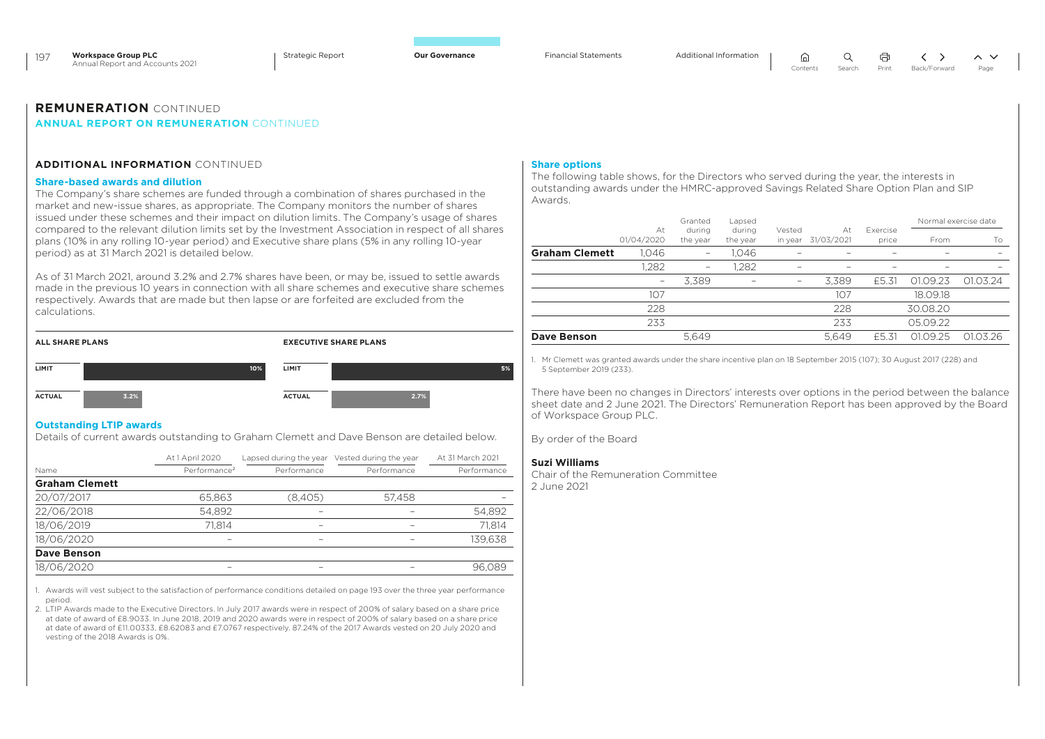# REMUNERATION CONTINUED

## ANNUAL REPORT ON REMUNERATION CONTINUED

### ADDITIONAL INFORMATION CONTINUED

#### Share-based awards and dilution

The Company's share schemes are funded through a combination of shares purchased in the market and new-issue shares, as appropriate. The Company monitors the number of shares issued under these schemes and their impact on dilution limits. The Company's usage of shares compared to the relevant dilution limits set by the Investment Association in respect of all shares plans (10% in any rolling 10-year period) and Executive share plans (5% in any rolling 10-year period) as at 31 March 2021 is detailed below.

As of 31 March 2021, around 3.2% and 2.7% shares have been, or may be, issued to settle awards made in the previous 10 years in connection with all share schemes and executive share schemes respectively. Awards that are made but then lapse or are forfeited are excluded from the calculations.

ALL SHARE PLANS

LIMIT 10%

ACTUAL 3.2%

EXECUTIVE SHARE PLANS

LIMIT 5%

ACTUAL 2.7%

#### Outstanding LTIP awards

Details of current awards outstanding to Graham Clemett and Dave Benson are detailed below.

| | At 1 April 2020 | Lapsed during the year | Vested during the year | At 31 March 2021 |
|---|---|---|---|---|
| Name | Performance[2] | Performance | Performance | Performance |
| **Graham Clemett** | | | | |
| 20/07/2017 | 65,863 | (8,405) | 57,458 | – |
| 22/06/2018 | 54,892 | – | – | 54,892 |
| 18/06/2019 | 71,814 | – | – | 71,814 |
| 18/06/2020 | – | – | – | 139,638 |
| **Dave Benson** | | | | |
| 18/06/2020 | – | – | – | 96,089 |

1. Awards will vest subject to the satisfaction of performance conditions detailed on page 193 over the three year performance period.
2. LTIP Awards made to the Executive Directors. In July 2017 awards were in respect of 200% of salary based on a share price at date of award of £8.9033. In June 2018, 2019 and 2020 awards were in respect of 200% of salary based on a share price at date of award of £11.00333, £8.62083 and £7.0767 respectively. 87.24% of the 2017 Awards vested on 20 July 2020 and vesting of the 2018 Awards is 0%.

#### Share options

The following table shows, for the Directors who served during the year, the interests in outstanding awards under the HMRC-approved Savings Related Share Option Plan and SIP Awards.

| | At 01/04/2020 | Granted during the year | Lapsed during the year | Vested in year | At 31/03/2021 | Exercise price | Normal exercise date From | Normal exercise date To |
|---|---|---|---|---|---|---|---|---|
| **Graham Clemett** | 1,046 | – | 1,046 | – | – | – | – | – |
| | 1,282 | – | 1,282 | – | – | – | – | – |
| | – | 3,389 | – | – | 3,389 | £5.31 | 01.09.23 | 01.03.24 |
| | 107 | | | | 107 | | 18.09.18 | |
| | 228 | | | | 228 | | 30.08.20 | |
| | 233 | | | | 233 | | 05.09.22 | |
| **Dave Benson** | | 5,649 | | | 5,649 | £5.31 | 01.09.25 | 01.03.26 |

1. Mr Clemett was granted awards under the share incentive plan on 18 September 2015 (107); 30 August 2017 (228) and 5 September 2019 (233).

There have been no changes in Directors' interests over options in the period between the balance sheet date and 2 June 2021. The Directors' Remuneration Report has been approved by the Board of Workspace Group PLC.

By order of the Board

**Suzi Williams**
Chair of the Remuneration Committee
2 June 2021